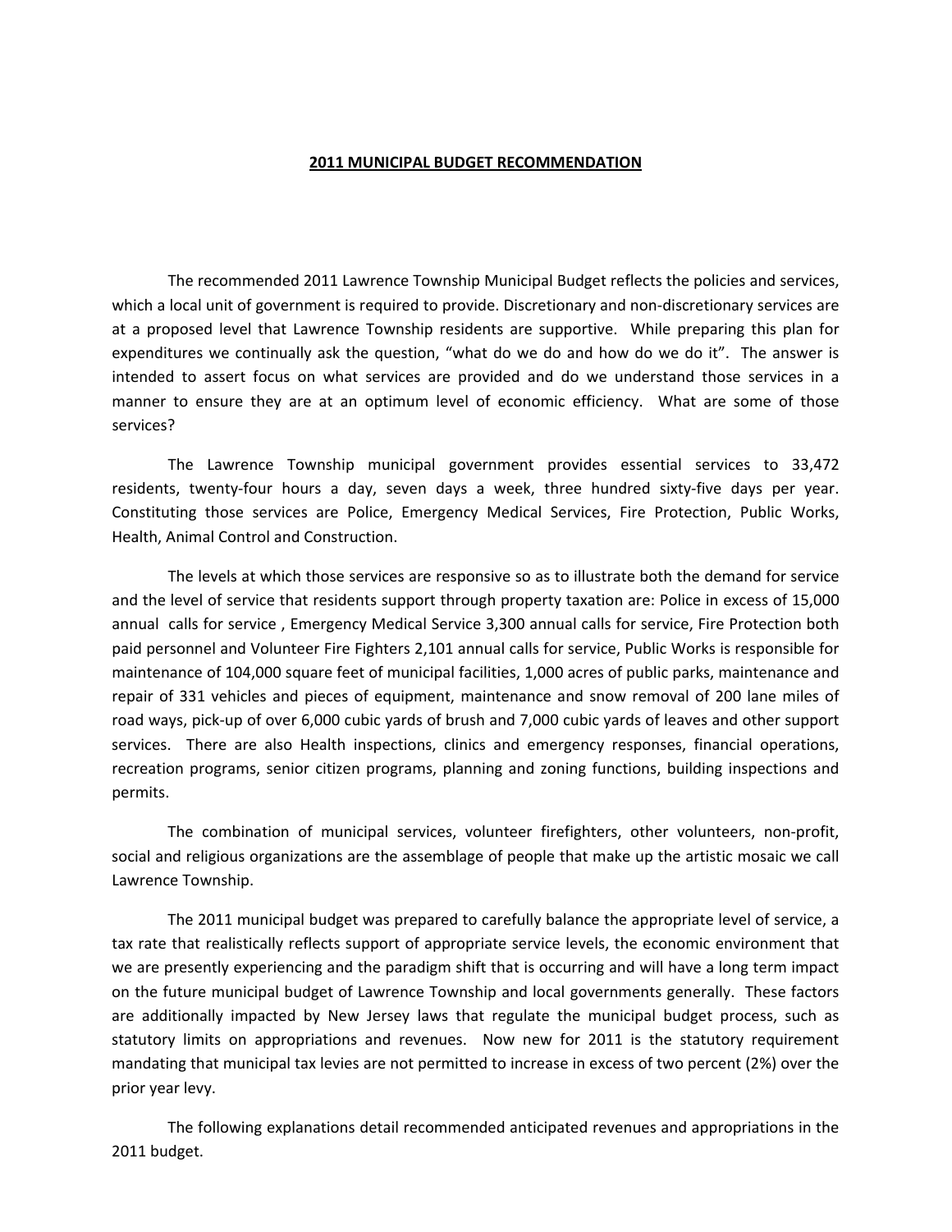# 2011 MUNICIPAL BUDGET RECOMMENDATION

The recommended 2011 Lawrence Township Municipal Budget reflects the policies and services, which a local unit of government is required to provide. Discretionary and non-discretionary services are at a proposed level that Lawrence Township residents are supportive. While preparing this plan for expenditures we continually ask the question, "what do we do and how do we do it". The answer is intended to assert focus on what services are provided and do we understand those services in a manner to ensure they are at an optimum level of economic efficiency. What are some of those services?

The Lawrence Township municipal government provides essential services to 33,472 residents, twenty-four hours a day, seven days a week, three hundred sixty-five days per year. Constituting those services are Police, Emergency Medical Services, Fire Protection, Public Works, Health, Animal Control and Construction.

The levels at which those services are responsive so as to illustrate both the demand for service and the level of service that residents support through property taxation are: Police in excess of 15,000 annual calls for service , Emergency Medical Service 3,300 annual calls for service, Fire Protection both paid personnel and Volunteer Fire Fighters 2,101 annual calls for service, Public Works is responsible for maintenance of 104,000 square feet of municipal facilities, 1,000 acres of public parks, maintenance and repair of 331 vehicles and pieces of equipment, maintenance and snow removal of 200 lane miles of road ways, pick-up of over 6,000 cubic yards of brush and 7,000 cubic yards of leaves and other support services. There are also Health inspections, clinics and emergency responses, financial operations, recreation programs, senior citizen programs, planning and zoning functions, building inspections and permits.

The combination of municipal services, volunteer firefighters, other volunteers, non-profit, social and religious organizations are the assemblage of people that make up the artistic mosaic we call Lawrence Township.

The 2011 municipal budget was prepared to carefully balance the appropriate level of service, a tax rate that realistically reflects support of appropriate service levels, the economic environment that we are presently experiencing and the paradigm shift that is occurring and will have a long term impact on the future municipal budget of Lawrence Township and local governments generally. These factors are additionally impacted by New Jersey laws that regulate the municipal budget process, such as statutory limits on appropriations and revenues. Now new for 2011 is the statutory requirement mandating that municipal tax levies are not permitted to increase in excess of two percent (2%) over the prior year levy.

The following explanations detail recommended anticipated revenues and appropriations in the 2011 budget.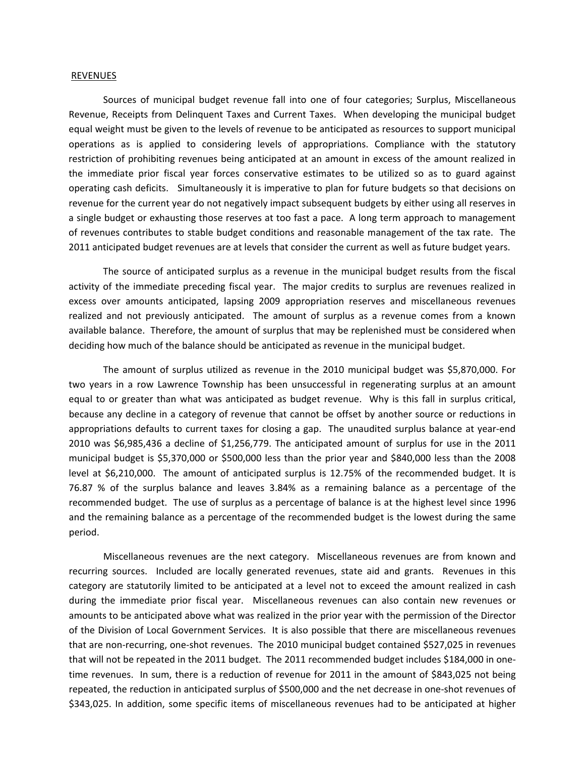REVENUES

Sources of municipal budget revenue fall into one of four categories; Surplus, Miscellaneous Revenue, Receipts from Delinquent Taxes and Current Taxes. When developing the municipal budget equal weight must be given to the levels of revenue to be anticipated as resources to support municipal operations as is applied to considering levels of appropriations. Compliance with the statutory restriction of prohibiting revenues being anticipated at an amount in excess of the amount realized in the immediate prior fiscal year forces conservative estimates to be utilized so as to guard against operating cash deficits. Simultaneously it is imperative to plan for future budgets so that decisions on revenue for the current year do not negatively impact subsequent budgets by either using all reserves in a single budget or exhausting those reserves at too fast a pace. A long term approach to management of revenues contributes to stable budget conditions and reasonable management of the tax rate. The 2011 anticipated budget revenues are at levels that consider the current as well as future budget years.

The source of anticipated surplus as a revenue in the municipal budget results from the fiscal activity of the immediate preceding fiscal year. The major credits to surplus are revenues realized in excess over amounts anticipated, lapsing 2009 appropriation reserves and miscellaneous revenues realized and not previously anticipated. The amount of surplus as a revenue comes from a known available balance. Therefore, the amount of surplus that may be replenished must be considered when deciding how much of the balance should be anticipated as revenue in the municipal budget.

The amount of surplus utilized as revenue in the 2010 municipal budget was $5,870,000. For two years in a row Lawrence Township has been unsuccessful in regenerating surplus at an amount equal to or greater than what was anticipated as budget revenue. Why is this fall in surplus critical, because any decline in a category of revenue that cannot be offset by another source or reductions in appropriations defaults to current taxes for closing a gap. The unaudited surplus balance at year-end 2010 was $6,985,436 a decline of $1,256,779. The anticipated amount of surplus for use in the 2011 municipal budget is $5,370,000 or $500,000 less than the prior year and $840,000 less than the 2008 level at $6,210,000. The amount of anticipated surplus is 12.75% of the recommended budget. It is 76.87 % of the surplus balance and leaves 3.84% as a remaining balance as a percentage of the recommended budget. The use of surplus as a percentage of balance is at the highest level since 1996 and the remaining balance as a percentage of the recommended budget is the lowest during the same period.

Miscellaneous revenues are the next category. Miscellaneous revenues are from known and recurring sources. Included are locally generated revenues, state aid and grants. Revenues in this category are statutorily limited to be anticipated at a level not to exceed the amount realized in cash during the immediate prior fiscal year. Miscellaneous revenues can also contain new revenues or amounts to be anticipated above what was realized in the prior year with the permission of the Director of the Division of Local Government Services. It is also possible that there are miscellaneous revenues that are non-recurring, one-shot revenues. The 2010 municipal budget contained $527,025 in revenues that will not be repeated in the 2011 budget. The 2011 recommended budget includes $184,000 in one-time revenues. In sum, there is a reduction of revenue for 2011 in the amount of $843,025 not being repeated, the reduction in anticipated surplus of $500,000 and the net decrease in one-shot revenues of $343,025. In addition, some specific items of miscellaneous revenues had to be anticipated at higher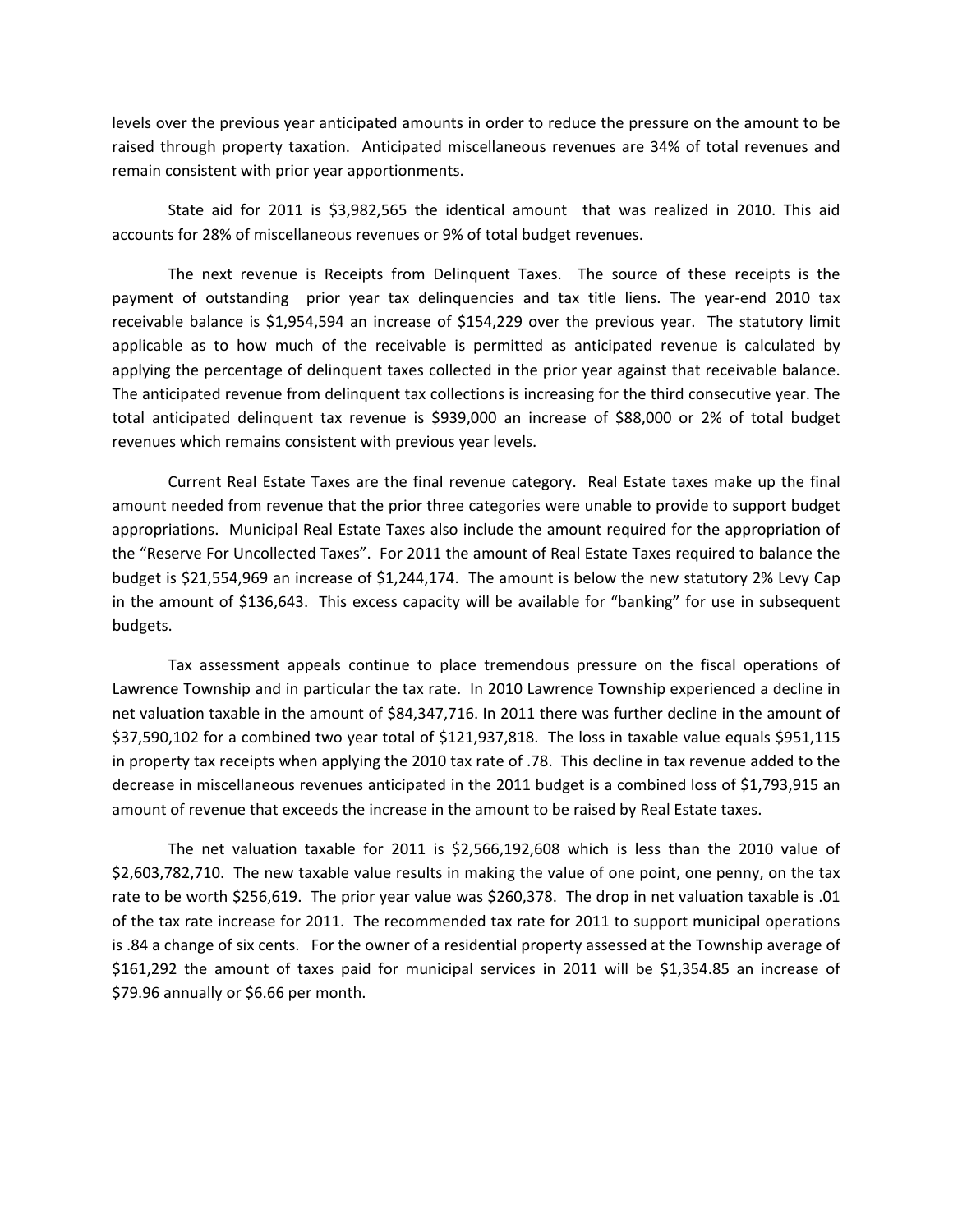levels over the previous year anticipated amounts in order to reduce the pressure on the amount to be raised through property taxation. Anticipated miscellaneous revenues are 34% of total revenues and remain consistent with prior year apportionments.

State aid for 2011 is $3,982,565 the identical amount that was realized in 2010. This aid accounts for 28% of miscellaneous revenues or 9% of total budget revenues.

The next revenue is Receipts from Delinquent Taxes. The source of these receipts is the payment of outstanding prior year tax delinquencies and tax title liens. The year-end 2010 tax receivable balance is $1,954,594 an increase of $154,229 over the previous year. The statutory limit applicable as to how much of the receivable is permitted as anticipated revenue is calculated by applying the percentage of delinquent taxes collected in the prior year against that receivable balance. The anticipated revenue from delinquent tax collections is increasing for the third consecutive year. The total anticipated delinquent tax revenue is $939,000 an increase of $88,000 or 2% of total budget revenues which remains consistent with previous year levels.

Current Real Estate Taxes are the final revenue category. Real Estate taxes make up the final amount needed from revenue that the prior three categories were unable to provide to support budget appropriations. Municipal Real Estate Taxes also include the amount required for the appropriation of the "Reserve For Uncollected Taxes". For 2011 the amount of Real Estate Taxes required to balance the budget is $21,554,969 an increase of $1,244,174. The amount is below the new statutory 2% Levy Cap in the amount of $136,643. This excess capacity will be available for "banking" for use in subsequent budgets.

Tax assessment appeals continue to place tremendous pressure on the fiscal operations of Lawrence Township and in particular the tax rate. In 2010 Lawrence Township experienced a decline in net valuation taxable in the amount of $84,347,716. In 2011 there was further decline in the amount of $37,590,102 for a combined two year total of $121,937,818. The loss in taxable value equals $951,115 in property tax receipts when applying the 2010 tax rate of .78. This decline in tax revenue added to the decrease in miscellaneous revenues anticipated in the 2011 budget is a combined loss of $1,793,915 an amount of revenue that exceeds the increase in the amount to be raised by Real Estate taxes.

The net valuation taxable for 2011 is $2,566,192,608 which is less than the 2010 value of $2,603,782,710. The new taxable value results in making the value of one point, one penny, on the tax rate to be worth $256,619. The prior year value was $260,378. The drop in net valuation taxable is .01 of the tax rate increase for 2011. The recommended tax rate for 2011 to support municipal operations is .84 a change of six cents. For the owner of a residential property assessed at the Township average of $161,292 the amount of taxes paid for municipal services in 2011 will be $1,354.85 an increase of $79.96 annually or $6.66 per month.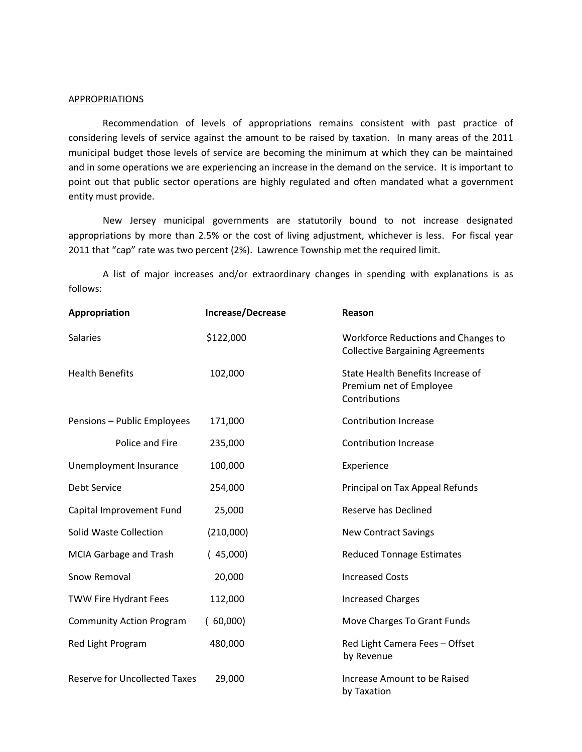APPROPRIATIONS

Recommendation of levels of appropriations remains consistent with past practice of considering levels of service against the amount to be raised by taxation. In many areas of the 2011 municipal budget those levels of service are becoming the minimum at which they can be maintained and in some operations we are experiencing an increase in the demand on the service. It is important to point out that public sector operations are highly regulated and often mandated what a government entity must provide.

New Jersey municipal governments are statutorily bound to not increase designated appropriations by more than 2.5% or the cost of living adjustment, whichever is less. For fiscal year 2011 that "cap" rate was two percent (2%). Lawrence Township met the required limit.

A list of major increases and/or extraordinary changes in spending with explanations is as follows:

| Appropriation | Increase/Decrease | Reason |
|---|---|---|
| Salaries | $122,000 | Workforce Reductions and Changes to Collective Bargaining Agreements |
| Health Benefits | 102,000 | State Health Benefits Increase of Premium net of Employee Contributions |
| Pensions – Public Employees | 171,000 | Contribution Increase |
| Police and Fire | 235,000 | Contribution Increase |
| Unemployment Insurance | 100,000 | Experience |
| Debt Service | 254,000 | Principal on Tax Appeal Refunds |
| Capital Improvement Fund | 25,000 | Reserve has Declined |
| Solid Waste Collection | (210,000) | New Contract Savings |
| MCIA Garbage and Trash | ( 45,000) | Reduced Tonnage Estimates |
| Snow Removal | 20,000 | Increased Costs |
| TWW Fire Hydrant Fees | 112,000 | Increased Charges |
| Community Action Program | ( 60,000) | Move Charges To Grant Funds |
| Red Light Program | 480,000 | Red Light Camera Fees – Offset by Revenue |
| Reserve for Uncollected Taxes | 29,000 | Increase Amount to be Raised by Taxation |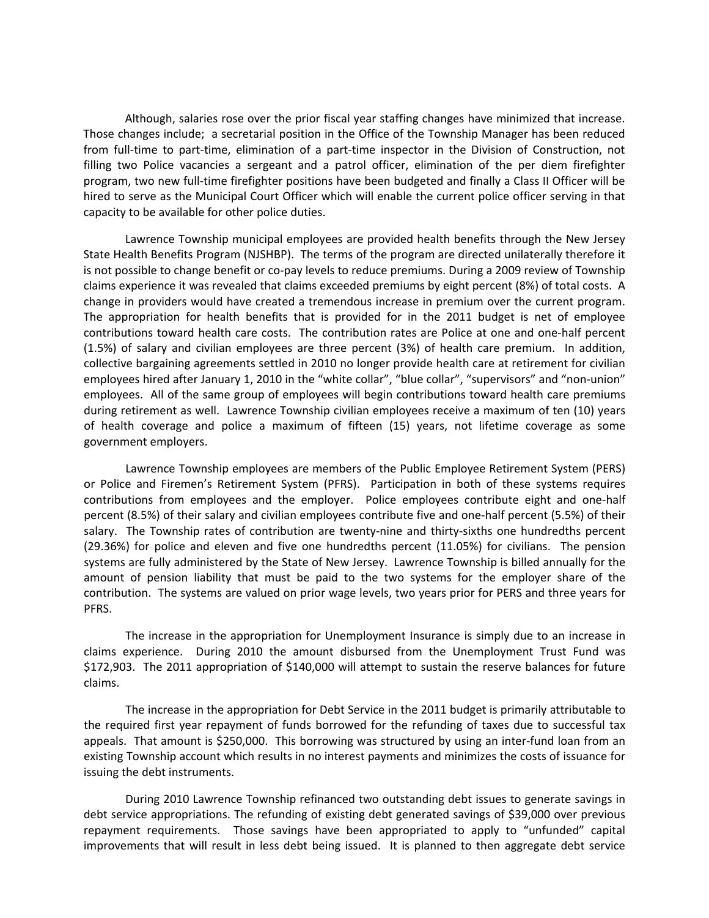Although, salaries rose over the prior fiscal year staffing changes have minimized that increase. Those changes include; a secretarial position in the Office of the Township Manager has been reduced from full-time to part-time, elimination of a part-time inspector in the Division of Construction, not filling two Police vacancies a sergeant and a patrol officer, elimination of the per diem firefighter program, two new full-time firefighter positions have been budgeted and finally a Class II Officer will be hired to serve as the Municipal Court Officer which will enable the current police officer serving in that capacity to be available for other police duties.

Lawrence Township municipal employees are provided health benefits through the New Jersey State Health Benefits Program (NJSHBP). The terms of the program are directed unilaterally therefore it is not possible to change benefit or co-pay levels to reduce premiums. During a 2009 review of Township claims experience it was revealed that claims exceeded premiums by eight percent (8%) of total costs. A change in providers would have created a tremendous increase in premium over the current program. The appropriation for health benefits that is provided for in the 2011 budget is net of employee contributions toward health care costs. The contribution rates are Police at one and one-half percent (1.5%) of salary and civilian employees are three percent (3%) of health care premium. In addition, collective bargaining agreements settled in 2010 no longer provide health care at retirement for civilian employees hired after January 1, 2010 in the "white collar", "blue collar", "supervisors" and "non-union" employees. All of the same group of employees will begin contributions toward health care premiums during retirement as well. Lawrence Township civilian employees receive a maximum of ten (10) years of health coverage and police a maximum of fifteen (15) years, not lifetime coverage as some government employers.

Lawrence Township employees are members of the Public Employee Retirement System (PERS) or Police and Firemen's Retirement System (PFRS). Participation in both of these systems requires contributions from employees and the employer. Police employees contribute eight and one-half percent (8.5%) of their salary and civilian employees contribute five and one-half percent (5.5%) of their salary. The Township rates of contribution are twenty-nine and thirty-sixths one hundredths percent (29.36%) for police and eleven and five one hundredths percent (11.05%) for civilians. The pension systems are fully administered by the State of New Jersey. Lawrence Township is billed annually for the amount of pension liability that must be paid to the two systems for the employer share of the contribution. The systems are valued on prior wage levels, two years prior for PERS and three years for PFRS.

The increase in the appropriation for Unemployment Insurance is simply due to an increase in claims experience. During 2010 the amount disbursed from the Unemployment Trust Fund was $172,903. The 2011 appropriation of $140,000 will attempt to sustain the reserve balances for future claims.

The increase in the appropriation for Debt Service in the 2011 budget is primarily attributable to the required first year repayment of funds borrowed for the refunding of taxes due to successful tax appeals. That amount is $250,000. This borrowing was structured by using an inter-fund loan from an existing Township account which results in no interest payments and minimizes the costs of issuance for issuing the debt instruments.

During 2010 Lawrence Township refinanced two outstanding debt issues to generate savings in debt service appropriations. The refunding of existing debt generated savings of $39,000 over previous repayment requirements. Those savings have been appropriated to apply to "unfunded" capital improvements that will result in less debt being issued. It is planned to then aggregate debt service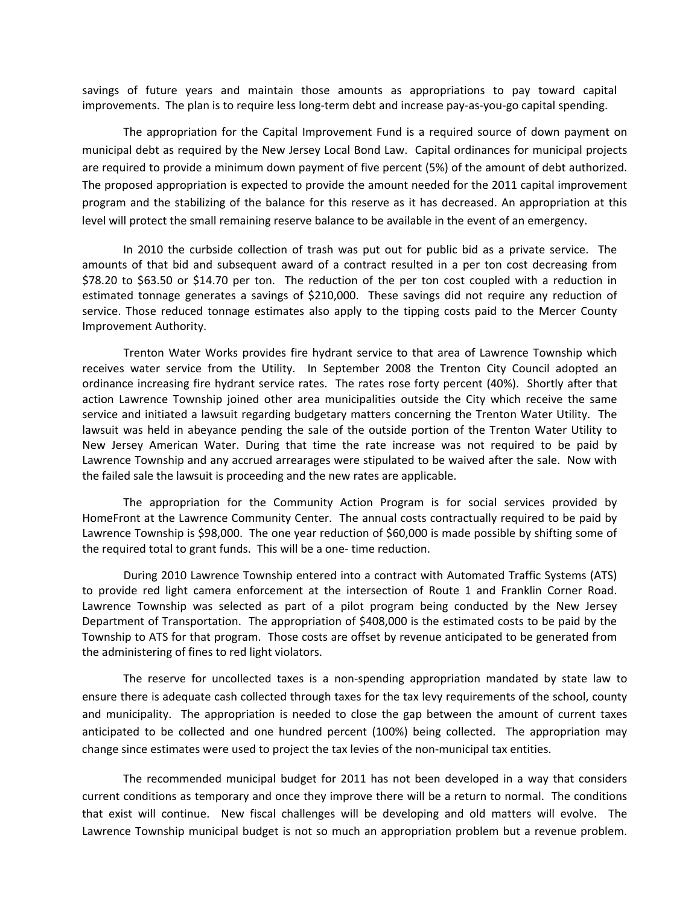savings of future years and maintain those amounts as appropriations to pay toward capital improvements. The plan is to require less long-term debt and increase pay-as-you-go capital spending.

The appropriation for the Capital Improvement Fund is a required source of down payment on municipal debt as required by the New Jersey Local Bond Law. Capital ordinances for municipal projects are required to provide a minimum down payment of five percent (5%) of the amount of debt authorized. The proposed appropriation is expected to provide the amount needed for the 2011 capital improvement program and the stabilizing of the balance for this reserve as it has decreased. An appropriation at this level will protect the small remaining reserve balance to be available in the event of an emergency.

In 2010 the curbside collection of trash was put out for public bid as a private service. The amounts of that bid and subsequent award of a contract resulted in a per ton cost decreasing from $78.20 to $63.50 or $14.70 per ton. The reduction of the per ton cost coupled with a reduction in estimated tonnage generates a savings of $210,000. These savings did not require any reduction of service. Those reduced tonnage estimates also apply to the tipping costs paid to the Mercer County Improvement Authority.

Trenton Water Works provides fire hydrant service to that area of Lawrence Township which receives water service from the Utility. In September 2008 the Trenton City Council adopted an ordinance increasing fire hydrant service rates. The rates rose forty percent (40%). Shortly after that action Lawrence Township joined other area municipalities outside the City which receive the same service and initiated a lawsuit regarding budgetary matters concerning the Trenton Water Utility. The lawsuit was held in abeyance pending the sale of the outside portion of the Trenton Water Utility to New Jersey American Water. During that time the rate increase was not required to be paid by Lawrence Township and any accrued arrearages were stipulated to be waived after the sale. Now with the failed sale the lawsuit is proceeding and the new rates are applicable.

The appropriation for the Community Action Program is for social services provided by HomeFront at the Lawrence Community Center. The annual costs contractually required to be paid by Lawrence Township is $98,000. The one year reduction of $60,000 is made possible by shifting some of the required total to grant funds. This will be a one- time reduction.

During 2010 Lawrence Township entered into a contract with Automated Traffic Systems (ATS) to provide red light camera enforcement at the intersection of Route 1 and Franklin Corner Road. Lawrence Township was selected as part of a pilot program being conducted by the New Jersey Department of Transportation. The appropriation of $408,000 is the estimated costs to be paid by the Township to ATS for that program. Those costs are offset by revenue anticipated to be generated from the administering of fines to red light violators.

The reserve for uncollected taxes is a non-spending appropriation mandated by state law to ensure there is adequate cash collected through taxes for the tax levy requirements of the school, county and municipality. The appropriation is needed to close the gap between the amount of current taxes anticipated to be collected and one hundred percent (100%) being collected. The appropriation may change since estimates were used to project the tax levies of the non-municipal tax entities.

The recommended municipal budget for 2011 has not been developed in a way that considers current conditions as temporary and once they improve there will be a return to normal. The conditions that exist will continue. New fiscal challenges will be developing and old matters will evolve. The Lawrence Township municipal budget is not so much an appropriation problem but a revenue problem.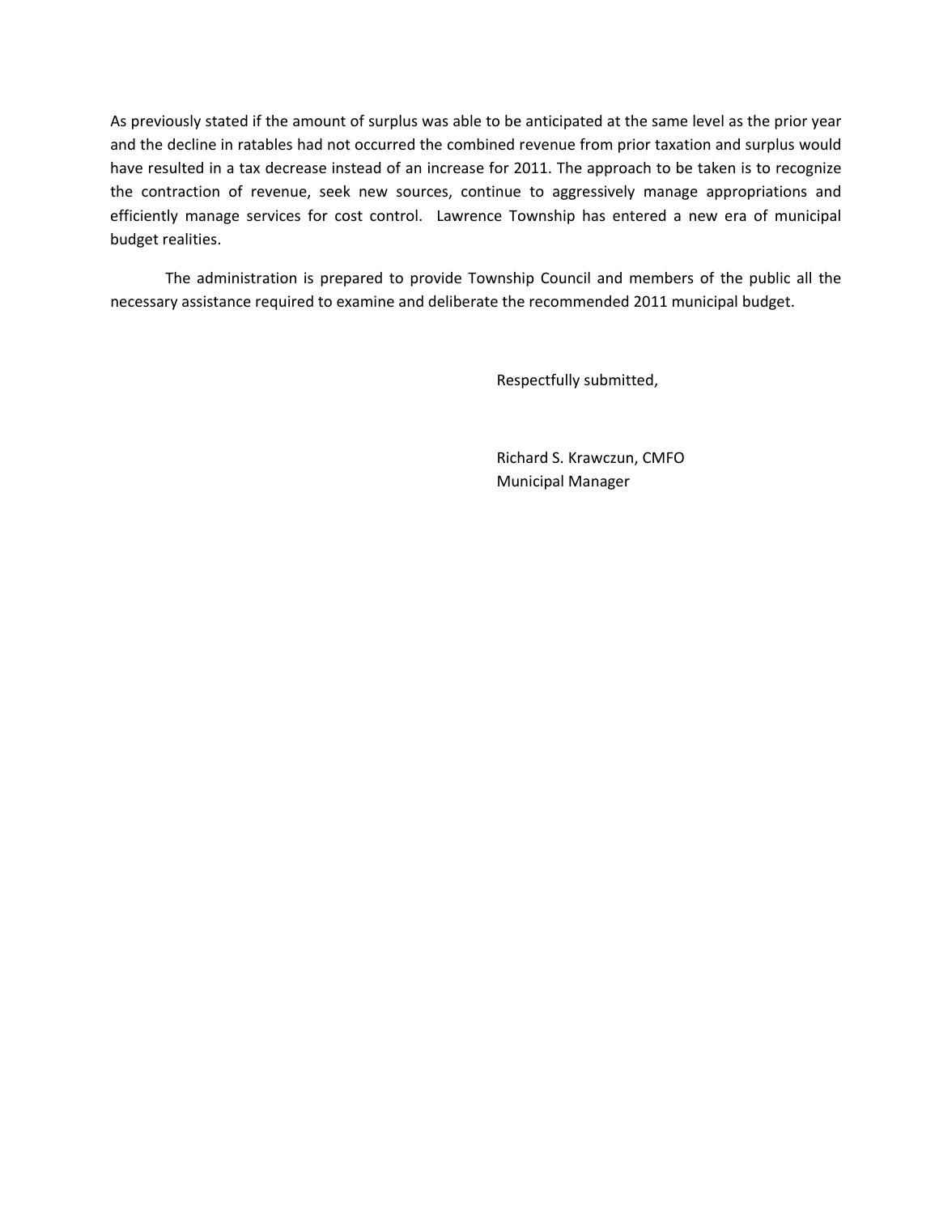As previously stated if the amount of surplus was able to be anticipated at the same level as the prior year and the decline in ratables had not occurred the combined revenue from prior taxation and surplus would have resulted in a tax decrease instead of an increase for 2011. The approach to be taken is to recognize the contraction of revenue, seek new sources, continue to aggressively manage appropriations and efficiently manage services for cost control. Lawrence Township has entered a new era of municipal budget realities.

The administration is prepared to provide Township Council and members of the public all the necessary assistance required to examine and deliberate the recommended 2011 municipal budget.

Respectfully submitted,

Richard S. Krawczun, CMFO
Municipal Manager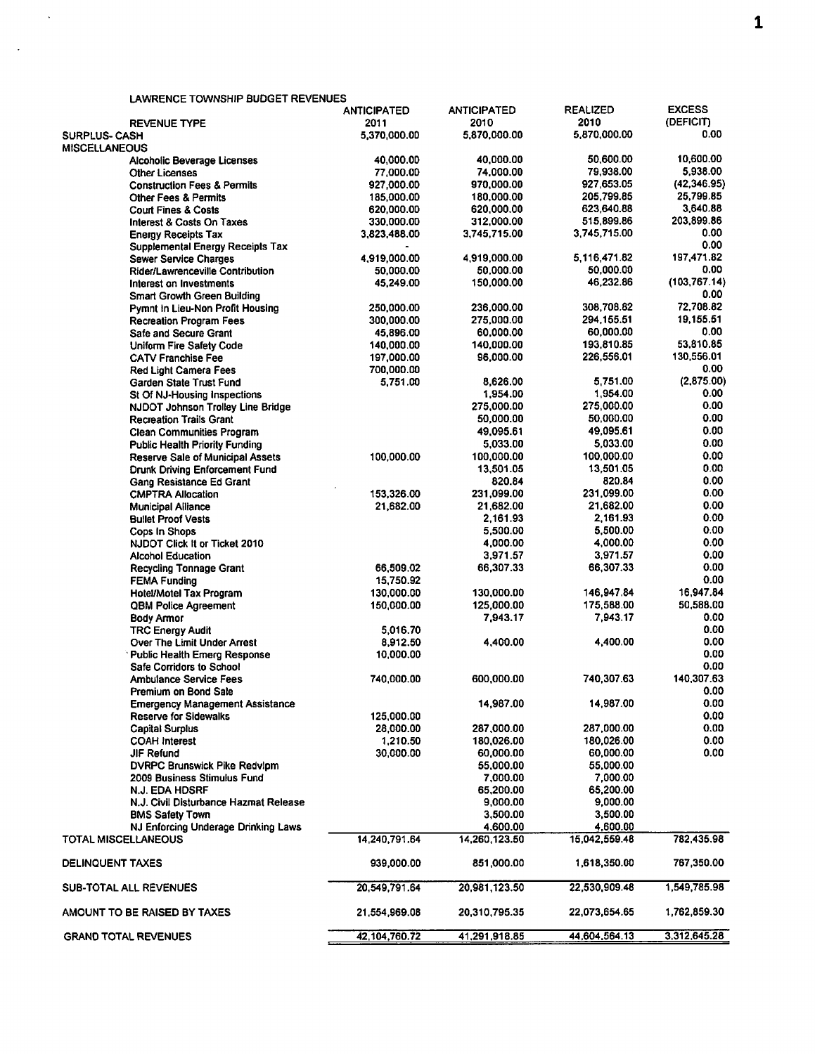LAWRENCE TOWNSHIP BUDGET REVENUES

| REVENUE TYPE | ANTICIPATED 2011 | ANTICIPATED 2010 | REALIZED 2010 | EXCESS (DEFICIT) |
|---|---|---|---|---|
| SURPLUS- CASH | 5,370,000.00 | 5,870,000.00 | 5,870,000.00 | 0.00 |
| MISCELLANEOUS | | | | |
| Alcoholic Beverage Licenses | 40,000.00 | 40,000.00 | 50,600.00 | 10,600.00 |
| Other Licenses | 77,000.00 | 74,000.00 | 79,938.00 | 5,938.00 |
| Construction Fees & Permits | 927,000.00 | 970,000.00 | 927,653.05 | (42,346.95) |
| Other Fees & Permits | 185,000.00 | 180,000.00 | 205,799.85 | 25,799.85 |
| Court Fines & Costs | 620,000.00 | 620,000.00 | 623,640.88 | 3,640.88 |
| Interest & Costs On Taxes | 330,000.00 | 312,000.00 | 515,899.86 | 203,899.86 |
| Energy Receipts Tax | 3,823,488.00 | 3,745,715.00 | 3,745,715.00 | 0.00 |
| Supplemental Energy Receipts Tax | - | | | 0.00 |
| Sewer Service Charges | 4,919,000.00 | 4,919,000.00 | 5,116,471.82 | 197,471.82 |
| Rider/Lawrenceville Contribution | 50,000.00 | 50,000.00 | 50,000.00 | 0.00 |
| Interest on Investments | 45,249.00 | 150,000.00 | 46,232.86 | (103,767.14) |
| Smart Growth Green Building | | | | 0.00 |
| Pymnt In Lieu-Non Profit Housing | 250,000.00 | 236,000.00 | 308,708.82 | 72,708.82 |
| Recreation Program Fees | 300,000.00 | 275,000.00 | 294,155.51 | 19,155.51 |
| Safe and Secure Grant | 45,896.00 | 60,000.00 | 60,000.00 | 0.00 |
| Uniform Fire Safety Code | 140,000.00 | 140,000.00 | 193,810.85 | 53,810.85 |
| CATV Franchise Fee | 197,000.00 | 96,000.00 | 226,556.01 | 130,556.01 |
| Red Light Camera Fees | 700,000.00 | | | 0.00 |
| Garden State Trust Fund | 5,751.00 | 8,626.00 | 5,751.00 | (2,875.00) |
| St Of NJ-Housing Inspections | | 1,954.00 | 1,954.00 | 0.00 |
| NJDOT Johnson Trolley Line Bridge | | 275,000.00 | 275,000.00 | 0.00 |
| Recreation Trails Grant | | 50,000.00 | 50,000.00 | 0.00 |
| Clean Communities Program | | 49,095.61 | 49,095.61 | 0.00 |
| Public Health Priority Funding | | 5,033.00 | 5,033.00 | 0.00 |
| Reserve Sale of Municipal Assets | 100,000.00 | 100,000.00 | 100,000.00 | 0.00 |
| Drunk Driving Enforcement Fund | | 13,501.05 | 13,501.05 | 0.00 |
| Gang Resistance Ed Grant | | 820.84 | 820.84 | 0.00 |
| CMPTRA Allocation | 153,326.00 | 231,099.00 | 231,099.00 | 0.00 |
| Municipal Alliance | 21,682.00 | 21,682.00 | 21,682.00 | 0.00 |
| Bullet Proof Vests | | 2,161.93 | 2,161.93 | 0.00 |
| Cops In Shops | | 5,500.00 | 5,500.00 | 0.00 |
| NJDOT Click It or Ticket 2010 | | 4,000.00 | 4,000.00 | 0.00 |
| Alcohol Education | | 3,971.57 | 3,971.57 | 0.00 |
| Recycling Tonnage Grant | 66,509.02 | 66,307.33 | 66,307.33 | 0.00 |
| FEMA Funding | 15,750.92 | | | 0.00 |
| Hotel/Motel Tax Program | 130,000.00 | 130,000.00 | 146,947.84 | 16,947.84 |
| QBM Police Agreement | 150,000.00 | 125,000.00 | 175,588.00 | 50,588.00 |
| Body Armor | | 7,943.17 | 7,943.17 | 0.00 |
| TRC Energy Audit | 5,016.70 | | | 0.00 |
| Over The Limit Under Arrest | 8,912.50 | 4,400.00 | 4,400.00 | 0.00 |
| Public Health Emerg Response | 10,000.00 | | | 0.00 |
| Safe Corridors to School | | | | 0.00 |
| Ambulance Service Fees | 740,000.00 | 600,000.00 | 740,307.63 | 140,307.63 |
| Premium on Bond Sale | | | | 0.00 |
| Emergency Management Assistance | | 14,987.00 | 14,987.00 | 0.00 |
| Reserve for Sidewalks | 125,000.00 | | | 0.00 |
| Capital Surplus | 28,000.00 | 287,000.00 | 287,000.00 | 0.00 |
| COAH Interest | 1,210.50 | 180,026.00 | 180,026.00 | 0.00 |
| JIF Refund | 30,000.00 | 60,000.00 | 60,000.00 | 0.00 |
| DVRPC Brunswick Pike Redvlpm | | 55,000.00 | 55,000.00 | |
| 2009 Business Stimulus Fund | | 7,000.00 | 7,000.00 | |
| N.J. EDA HDSRF | | 65,200.00 | 65,200.00 | |
| N.J. Civil Disturbance Hazmat Release | | 9,000.00 | 9,000.00 | |
| BMS Safety Town | | 3,500.00 | 3,500.00 | |
| NJ Enforcing Underage Drinking Laws | | 4,600.00 | 4,600.00 | |
| TOTAL MISCELLANEOUS | 14,240,791.64 | 14,260,123.50 | 15,042,559.48 | 782,435.98 |
| DELINQUENT TAXES | 939,000.00 | 851,000.00 | 1,618,350.00 | 767,350.00 |
| SUB-TOTAL ALL REVENUES | 20,549,791.64 | 20,981,123.50 | 22,530,909.48 | 1,549,785.98 |
| AMOUNT TO BE RAISED BY TAXES | 21,554,969.08 | 20,310,795.35 | 22,073,654.65 | 1,762,859.30 |
| GRAND TOTAL REVENUES | 42,104,760.72 | 41,291,918.85 | 44,604,564.13 | 3,312,645.28 |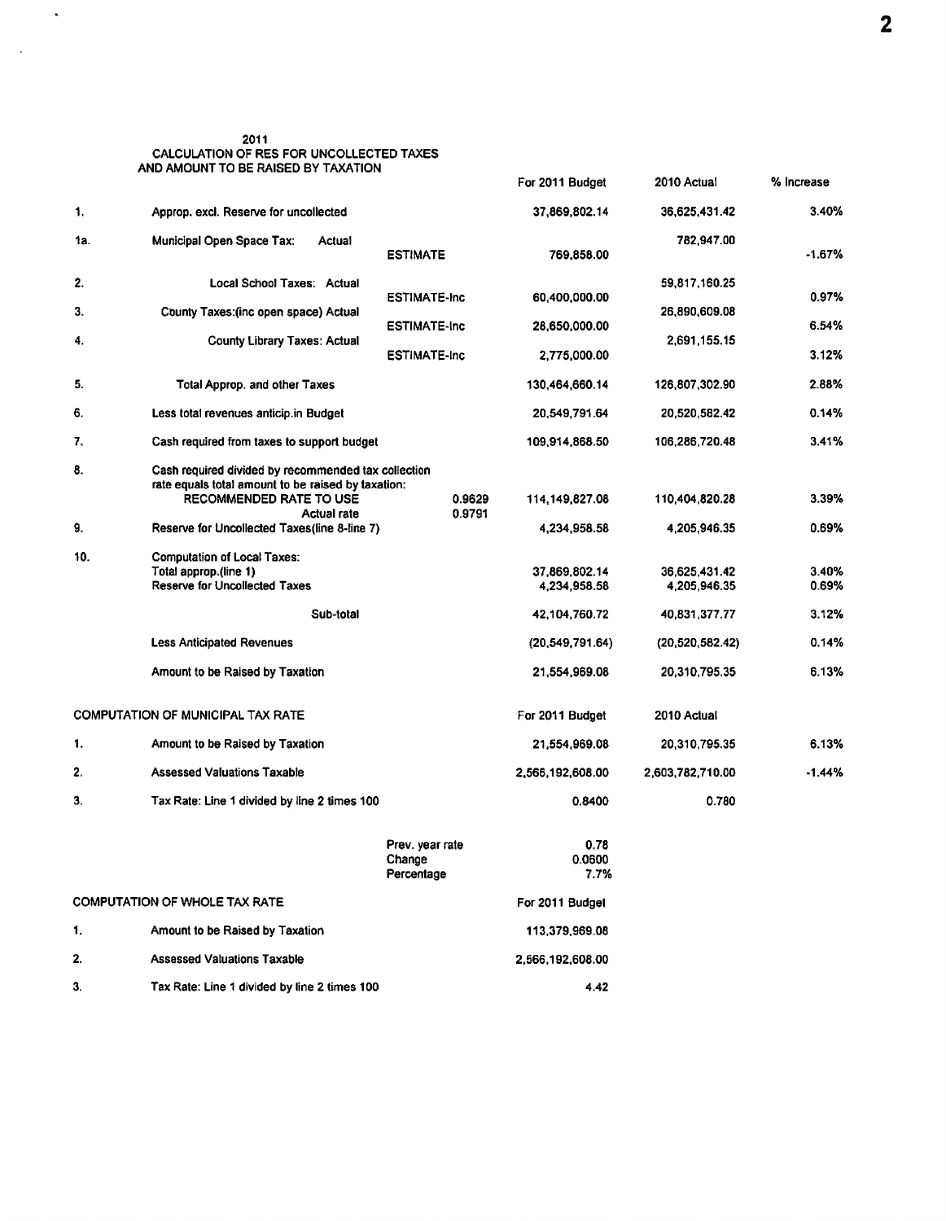2011
CALCULATION OF RES FOR UNCOLLECTED TAXES
AND AMOUNT TO BE RAISED BY TAXATION

| | | | | For 2011 Budget | 2010 Actual | % Increase |
|---|---|---|---|---|---|---|
| 1. | Approp. excl. Reserve for uncollected | | | 37,869,802.14 | 36,625,431.42 | 3.40% |
| 1a. | Municipal Open Space Tax: Actual | | | | 782,947.00 | |
| | | ESTIMATE | | 769,858.00 | | -1.67% |
| 2. | Local School Taxes: Actual | | | | 59,817,160.25 | |
| | | ESTIMATE-Inc | | 60,400,000.00 | | 0.97% |
| 3. | County Taxes:(inc open space) Actual | | | | 26,890,609.08 | |
| | | ESTIMATE-Inc | | 28,650,000.00 | | 6.54% |
| 4. | County Library Taxes: Actual | | | | 2,691,155.15 | |
| | | ESTIMATE-Inc | | 2,775,000.00 | | 3.12% |
| 5. | Total Approp. and other Taxes | | | 130,464,660.14 | 126,807,302.90 | 2.88% |
| 6. | Less total revenues anticip.in Budget | | | 20,549,791.64 | 20,520,582.42 | 0.14% |
| 7. | Cash required from taxes to support budget | | | 109,914,868.50 | 106,286,720.48 | 3.41% |
| 8. | Cash required divided by recommended tax collection rate equals total amount to be raised by taxation: | | | | | |
| | RECOMMENDED RATE TO USE | | 0.9629 | 114,149,827.08 | 110,404,820.28 | 3.39% |
| | Actual rate | | 0.9791 | | | |
| 9. | Reserve for Uncollected Taxes(line 8-line 7) | | | 4,234,958.58 | 4,205,946.35 | 0.69% |
| 10. | Computation of Local Taxes: | | | | | |
| | Total approp.(line 1) | | | 37,869,802.14 | 36,625,431.42 | 3.40% |
| | Reserve for Uncollected Taxes | | | 4,234,958.58 | 4,205,946.35 | 0.69% |
| | Sub-total | | | 42,104,760.72 | 40,831,377.77 | 3.12% |
| | Less Anticipated Revenues | | | (20,549,791.64) | (20,520,582.42) | 0.14% |
| | Amount to be Raised by Taxation | | | 21,554,969.08 | 20,310,795.35 | 6.13% |

| COMPUTATION OF MUNICIPAL TAX RATE | | | For 2011 Budget | 2010 Actual | |
|---|---|---|---|---|---|
| 1. | Amount to be Raised by Taxation | | 21,554,969.08 | 20,310,795.35 | 6.13% |
| 2. | Assessed Valuations Taxable | | 2,566,192,608.00 | 2,603,782,710.00 | -1.44% |
| 3. | Tax Rate: Line 1 divided by line 2 times 100 | | 0.8400 | 0.780 | |
| | | Prev. year rate | 0.78 | | |
| | | Change | 0.0600 | | |
| | | Percentage | 7.7% | | |

| COMPUTATION OF WHOLE TAX RATE | | For 2011 Budget |
|---|---|---|
| 1. | Amount to be Raised by Taxation | 113,379,969.08 |
| 2. | Assessed Valuations Taxable | 2,566,192,608.00 |
| 3. | Tax Rate: Line 1 divided by line 2 times 100 | 4.42 |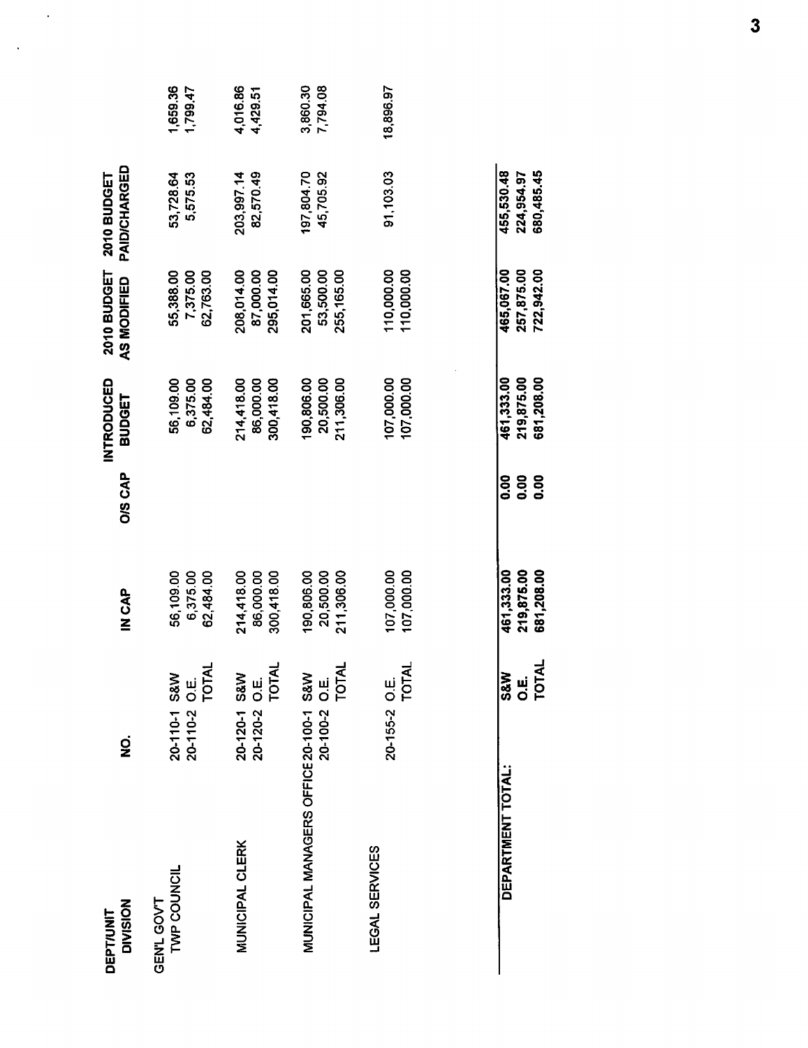| DEPT/UNIT DIVISION | NO. | | IN CAP | O/S CAP | INTRODUCED BUDGET | 2010 BUDGET AS MODIFIED | 2010 BUDGET PAID/CHARGED | |
|---|---|---|---|---|---|---|---|---|
| GEN'L GOV'T | | | | | | | | |
| TWP COUNCIL | 20-110-1 | S&W | 56,109.00 | | 56,109.00 | 55,388.00 | 53,728.64 | 1,659.36 |
| | 20-110-2 | O.E. | 6,375.00 | | 6,375.00 | 7,375.00 | 5,575.53 | 1,799.47 |
| | | TOTAL | 62,484.00 | | 62,484.00 | 62,763.00 | | |
| MUNICIPAL CLERK | 20-120-1 | S&W | 214,418.00 | | 214,418.00 | 208,014.00 | 203,997.14 | 4,016.86 |
| | 20-120-2 | O.E. | 86,000.00 | | 86,000.00 | 87,000.00 | 82,570.49 | 4,429.51 |
| | | TOTAL | 300,418.00 | | 300,418.00 | 295,014.00 | | |
| MUNICIPAL MANAGERS OFFICE | 20-100-1 | S&W | 190,806.00 | | 190,806.00 | 201,665.00 | 197,804.70 | 3,860.30 |
| | 20-100-2 | O.E. | 20,500.00 | | 20,500.00 | 53,500.00 | 45,705.92 | 7,794.08 |
| | | TOTAL | 211,306.00 | | 211,306.00 | 255,165.00 | | |
| LEGAL SERVICES | | | | | | | | |
| | 20-155-2 | O.E. | 107,000.00 | | 107,000.00 | 110,000.00 | 91,103.03 | 18,896.97 |
| | | TOTAL | 107,000.00 | | 107,000.00 | 110,000.00 | | |
| **DEPARTMENT TOTAL:** | | **S&W** | **461,333.00** | **0.00** | **461,333.00** | **465,067.00** | **455,530.48** | |
| | | **O.E.** | **219,875.00** | **0.00** | **219,875.00** | **257,875.00** | **224,954.97** | |
| | | **TOTAL** | **681,208.00** | **0.00** | **681,208.00** | **722,942.00** | **680,485.45** | |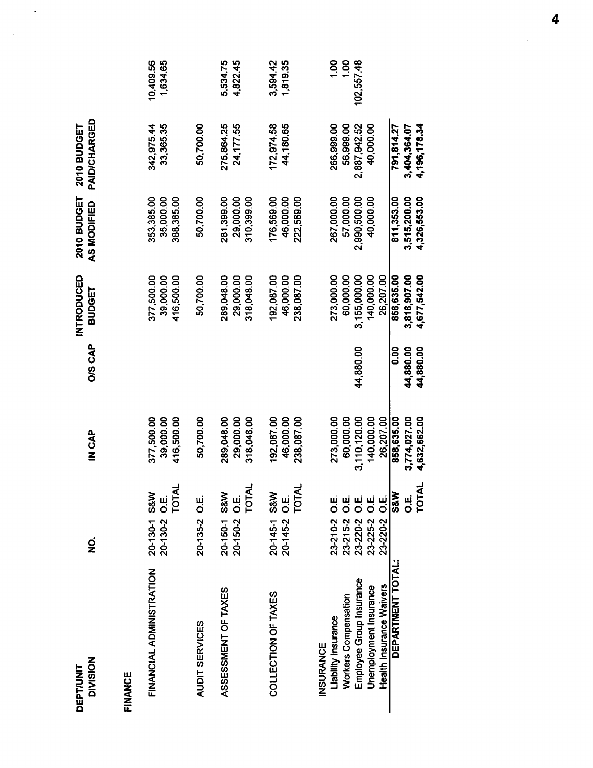| DEPT/UNIT DIVISION | NO. | | IN CAP | O/S CAP | INTRODUCED BUDGET | 2010 BUDGET AS MODIFIED | 2010 BUDGET PAID/CHARGED | |
|---|---|---|---|---|---|---|---|---|
| **FINANCE** | | | | | | | | |
| FINANCIAL ADMINISTRATION | 20-130-1 | S&W | 377,500.00 | | 377,500.00 | 353,385.00 | 342,975.44 | 10,409.56 |
| | 20-130-2 | O.E. | 39,000.00 | | 39,000.00 | 35,000.00 | 33,365.35 | 1,634.65 |
| | | TOTAL | 416,500.00 | | 416,500.00 | 388,385.00 | | |
| AUDIT SERVICES | 20-135-2 | O.E. | 50,700.00 | | 50,700.00 | 50,700.00 | 50,700.00 | |
| ASSESSMENT OF TAXES | 20-150-1 | S&W | 289,048.00 | | 289,048.00 | 281,399.00 | 275,864.25 | 5,534.75 |
| | 20-150-2 | O.E. | 29,000.00 | | 29,000.00 | 29,000.00 | 24,177.55 | 4,822.45 |
| | | TOTAL | 318,048.00 | | 318,048.00 | 310,399.00 | | |
| COLLECTION OF TAXES | 20-145-1 | S&W | 192,087.00 | | 192,087.00 | 176,569.00 | 172,974.58 | 3,594.42 |
| | 20-145-2 | O.E. | 46,000.00 | | 46,000.00 | 46,000.00 | 44,180.65 | 1,819.35 |
| | | TOTAL | 238,087.00 | | 238,087.00 | 222,569.00 | | |
| INSURANCE | | | | | | | | |
| Liability Insurance | 23-210-2 | O.E. | 273,000.00 | | 273,000.00 | 267,000.00 | 266,999.00 | 1.00 |
| Workers Compensation | 23-215-2 | O.E. | 60,000.00 | | 60,000.00 | 57,000.00 | 56,999.00 | 1.00 |
| Employee Group Insurance | 23-220-2 | O.E. | 3,110,120.00 | 44,880.00 | 3,155,000.00 | 2,990,500.00 | 2,887,942.52 | 102,557.48 |
| Unemployment Insurance | 23-225-2 | O.E. | 140,000.00 | | 140,000.00 | 40,000.00 | 40,000.00 | |
| Health Insurance Waivers | 23-220-2 | O.E. | 26,207.00 | | 26,207.00 | | | |
| **DEPARTMENT TOTAL:** | | **S&W** | **858,635.00** | **0.00** | **858,635.00** | **811,353.00** | **791,814.27** | |
| | | **O.E.** | **3,774,027.00** | **44,880.00** | **3,818,907.00** | **3,515,200.00** | **3,404,364.07** | |
| | | **TOTAL** | **4,632,662.00** | **44,880.00** | **4,677,542.00** | **4,326,553.00** | **4,196,178.34** | |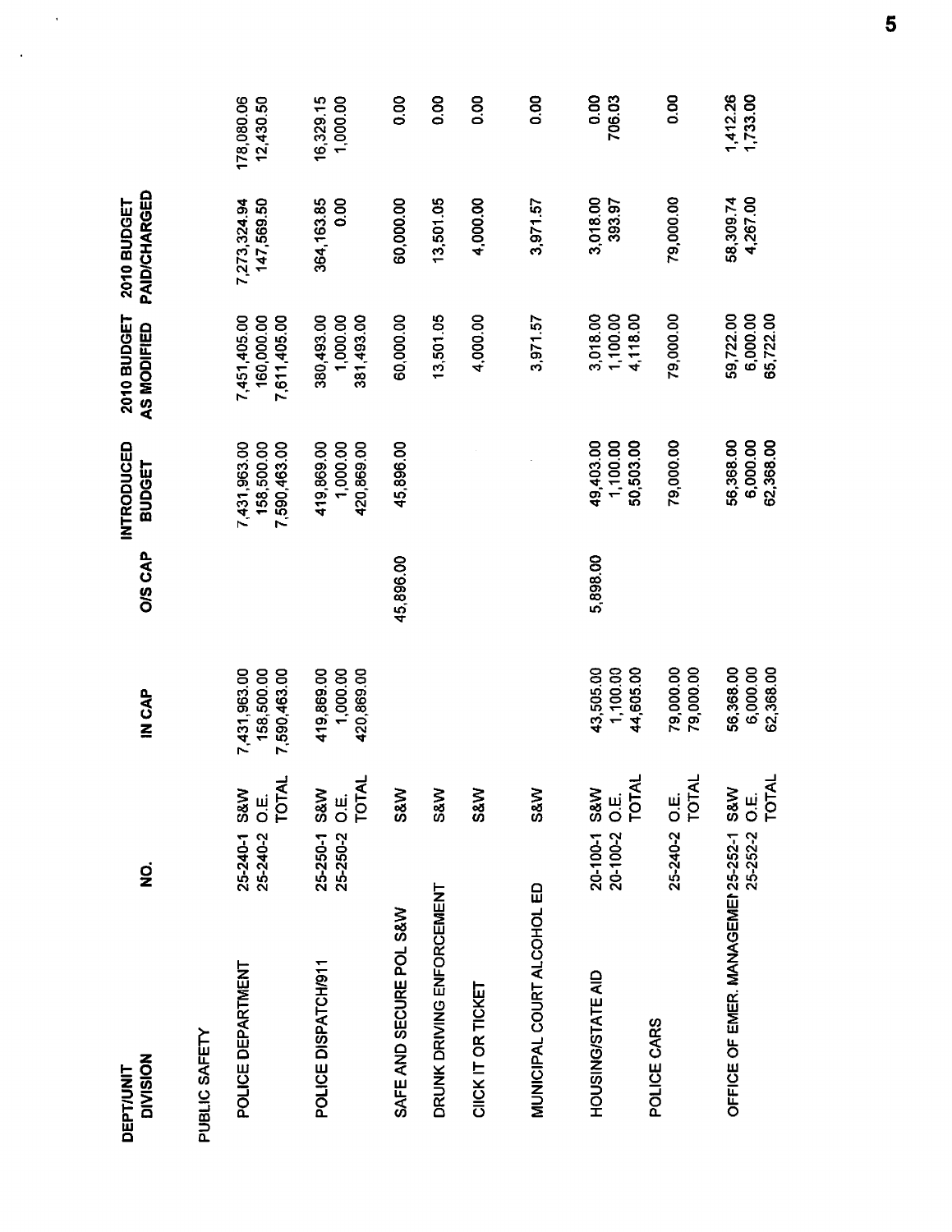| DEPT/UNIT DIVISION | NO. | | IN CAP | O/S CAP | INTRODUCED BUDGET | 2010 BUDGET AS MODIFIED | 2010 BUDGET PAID/CHARGED | |
|---|---|---|---|---|---|---|---|---|
| PUBLIC SAFETY | | | | | | | | |
| POLICE DEPARTMENT | 25-240-1 | S&W | 7,431,963.00 | | 7,431,963.00 | 7,451,405.00 | 7,273,324.94 | 178,080.06 |
| | 25-240-2 | O.E. | 158,500.00 | | 158,500.00 | 160,000.00 | 147,569.50 | 12,430.50 |
| | | TOTAL | 7,590,463.00 | | 7,590,463.00 | 7,611,405.00 | | |
| POLICE DISPATCH/911 | 25-250-1 | S&W | 419,869.00 | | 419,869.00 | 380,493.00 | 364,163.85 | 16,329.15 |
| | 25-250-2 | O.E. | 1,000.00 | | 1,000.00 | 1,000.00 | 0.00 | 1,000.00 |
| | | TOTAL | 420,869.00 | | 420,869.00 | 381,493.00 | | |
| SAFE AND SECURE POL S&W | | S&W | | 45,896.00 | 45,896.00 | 60,000.00 | 60,000.00 | 0.00 |
| DRUNK DRIVING ENFORCEMENT | | S&W | | | | 13,501.05 | 13,501.05 | 0.00 |
| CIICK IT OR TICKET | | S&W | | | | 4,000.00 | 4,000.00 | 0.00 |
| MUNICIPAL COURT ALCOHOL ED | | S&W | | | | 3,971.57 | 3,971.57 | 0.00 |
| HOUSING/STATE AID | 20-100-1 | S&W | 43,505.00 | 5,898.00 | 49,403.00 | 3,018.00 | 3,018.00 | 0.00 |
| | 20-100-2 | O.E. | 1,100.00 | | 1,100.00 | 1,100.00 | 393.97 | 706.03 |
| | | TOTAL | 44,605.00 | | 50,503.00 | 4,118.00 | | |
| POLICE CARS | 25-240-2 | O.E. | 79,000.00 | | 79,000.00 | 79,000.00 | 79,000.00 | 0.00 |
| | | TOTAL | 79,000.00 | | | | | |
| OFFICE OF EMER. MANAGEMEI | 25-252-1 | S&W | 56,368.00 | | 56,368.00 | 59,722.00 | 58,309.74 | 1,412.26 |
| | 25-252-2 | O.E. | 6,000.00 | | 6,000.00 | 6,000.00 | 4,267.00 | 1,733.00 |
| | | TOTAL | 62,368.00 | | 62,368.00 | 65,722.00 | | |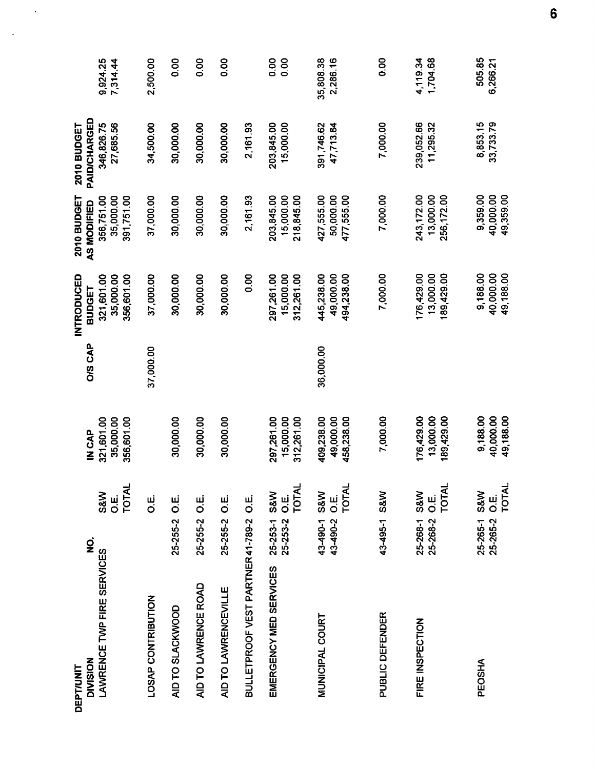| DEPT/UNIT DIVISION | NO. | | IN CAP | O/S CAP | INTRODUCED BUDGET | 2010 BUDGET AS MODIFIED | 2010 BUDGET PAID/CHARGED | |
|---|---|---|---|---|---|---|---|---|
| LAWRENCE TWP FIRE SERVICES | | S&W | 321,601.00 | | 321,601.00 | 356,751.00 | 346,826.75 | 9,924.25 |
| | | O.E. | 35,000.00 | | 35,000.00 | 35,000.00 | 27,685.56 | 7,314.44 |
| | | TOTAL | 356,601.00 | | 356,601.00 | 391,751.00 | | |
| LOSAP CONTRIBUTION | | O.E. | | 37,000.00 | 37,000.00 | 37,000.00 | 34,500.00 | 2,500.00 |
| AID TO SLACKWOOD | 25-255-2 | O.E. | 30,000.00 | | 30,000.00 | 30,000.00 | 30,000.00 | 0.00 |
| AID TO LAWRENCE ROAD | 25-255-2 | O.E. | 30,000.00 | | 30,000.00 | 30,000.00 | 30,000.00 | 0.00 |
| AID TO LAWRENCEVILLE | 25-255-2 | O.E. | 30,000.00 | | 30,000.00 | 30,000.00 | 30,000.00 | 0.00 |
| BULLETPROOF VEST PARTNER | 41-789-2 | O.E. | | | 0.00 | 2,161.93 | 2,161.93 | |
| EMERGENCY MED SERVICES | 25-253-1 | S&W | 297,261.00 | | 297,261.00 | 203,845.00 | 203,845.00 | 0.00 |
| | 25-253-2 | O.E. | 15,000.00 | | 15,000.00 | 15,000.00 | 15,000.00 | 0.00 |
| | | TOTAL | 312,261.00 | | 312,261.00 | 218,845.00 | | |
| MUNICIPAL COURT | 43-490-1 | S&W | 409,238.00 | 36,000.00 | 445,238.00 | 427,555.00 | 391,746.62 | 35,808.38 |
| | 43-490-2 | O.E. | 49,000.00 | | 49,000.00 | 50,000.00 | 47,713.84 | 2,286.16 |
| | | TOTAL | 458,238.00 | | 494,238.00 | 477,555.00 | | |
| PUBLIC DEFENDER | 43-495-1 | S&W | 7,000.00 | | 7,000.00 | 7,000.00 | 7,000.00 | 0.00 |
| FIRE INSPECTION | 25-268-1 | S&W | 176,429.00 | | 176,429.00 | 243,172.00 | 239,052.66 | 4,119.34 |
| | 25-268-2 | O.E. | 13,000.00 | | 13,000.00 | 13,000.00 | 11,295.32 | 1,704.68 |
| | | TOTAL | 189,429.00 | | 189,429.00 | 256,172.00 | | |
| PEOSHA | 25-265-1 | S&W | 9,188.00 | | 9,188.00 | 9,359.00 | 8,853.15 | 505.85 |
| | 25-265-2 | O.E. | 40,000.00 | | 40,000.00 | 40,000.00 | 33,733.79 | 6,266.21 |
| | | TOTAL | 49,188.00 | | 49,188.00 | 49,359.00 | | |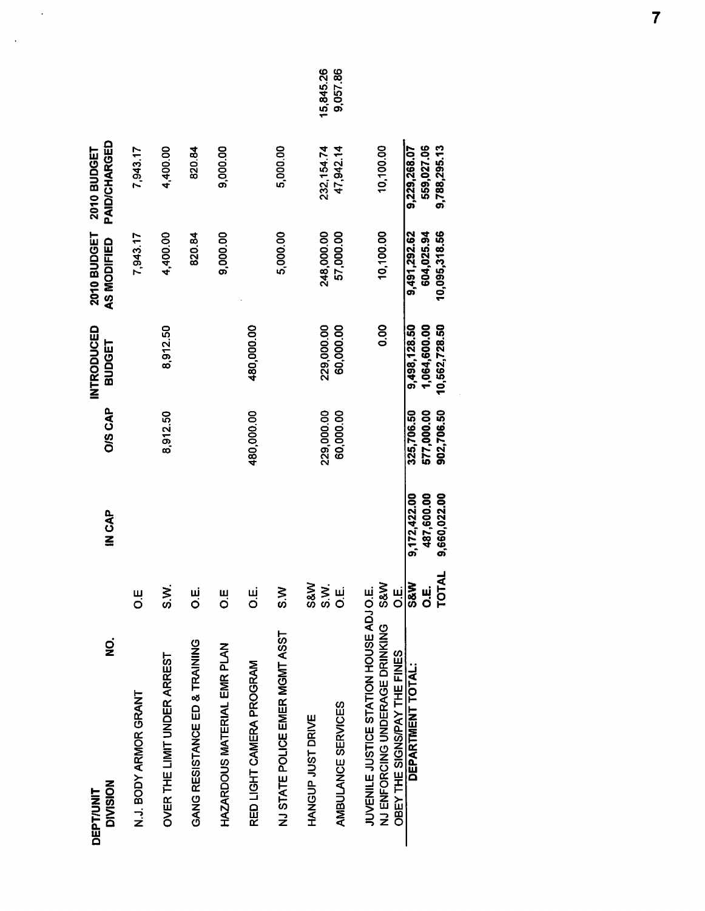| DEPT/UNIT DIVISION | NO. | | IN CAP | O/S CAP | INTRODUCED BUDGET | 2010 BUDGET AS MODIFIED | 2010 BUDGET PAID/CHARGED | |
|---|---|---|---|---|---|---|---|---|
| N.J. BODY ARMOR GRANT | | O.E | | | | 7,943.17 | 7,943.17 | |
| OVER THE LIMIT UNDER ARREST | | S.W. | | 8,912.50 | 8,912.50 | 4,400.00 | 4,400.00 | |
| GANG RESISTANCE ED & TRAINING | | O.E. | | | | 820.84 | 820.84 | |
| HAZARDOUS MATERIAL EMR PLAN | | O.E | | | | 9,000.00 | 9,000.00 | |
| RED LIGHT CAMERA PROGRAM | | O.E. | | 480,000.00 | 480,000.00 | | | |
| NJ STATE POLICE EMER MGMT ASST | | S.W | | | | 5,000.00 | 5,000.00 | |
| HANGUP JUST DRIVE | | S&W | | | | | | |
| AMBULANCE SERVICES | | S.W. | | 229,000.00 | 229,000.00 | 248,000.00 | 232,154.74 | 15,845.26 |
| | | O.E. | | 60,000.00 | 60,000.00 | 57,000.00 | 47,942.14 | 9,057.86 |
| JUVENILE JUSTICE STATION HOUSE ADJ | | O.E. | | | 0.00 | 10,100.00 | 10,100.00 | |
| NJ ENFORCING UNDERAGE DRINKING | | S&W | | | | | | |
| OBEY THE SIGNS/PAY THE FINES | | O.E. | | | | | | |
| DEPARTMENT TOTAL: | | S&W | 9,172,422.00 | 325,706.50 | 9,498,128.50 | 9,491,292.62 | 9,229,268.07 | |
| | | O.E. | 487,600.00 | 577,000.00 | 1,064,600.00 | 604,025.94 | 559,027.06 | |
| | | TOTAL | 9,660,022.00 | 902,706.50 | 10,562,728.50 | 10,095,318.56 | 9,788,295.13 | |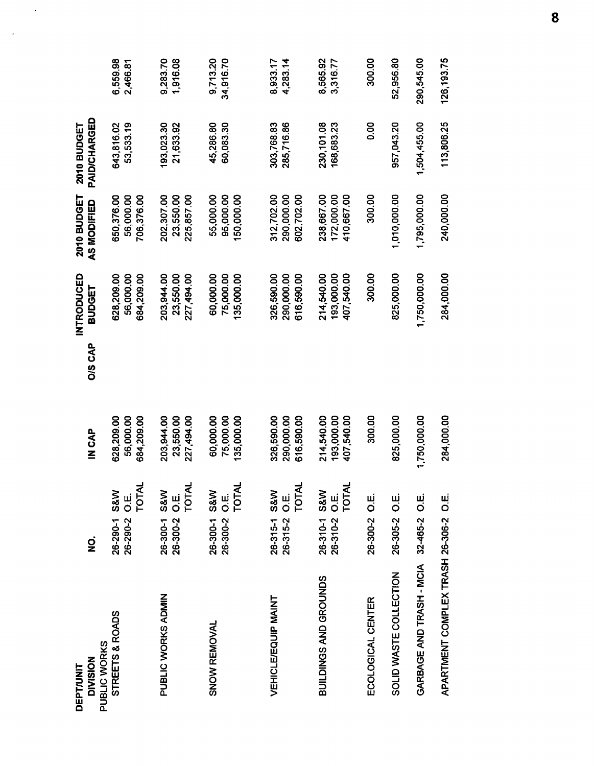| DEPT/UNIT DIVISION | NO. | | IN CAP | O/S CAP | INTRODUCED BUDGET | 2010 BUDGET AS MODIFIED | 2010 BUDGET PAID/CHARGED | |
|---|---|---|---|---|---|---|---|---|
| PUBLIC WORKS | | | | | | | | |
| STREETS & ROADS | 26-290-1 | S&W | 628,209.00 | | 628,209.00 | 650,376.00 | 643,816.02 | 6,559.98 |
| | 26-290-2 | O.E. | 56,000.00 | | 56,000.00 | 56,000.00 | 53,533.19 | 2,466.81 |
| | | TOTAL | 684,209.00 | | 684,209.00 | 706,376.00 | | |
| PUBLIC WORKS ADMIN | 26-300-1 | S&W | 203,944.00 | | 203,944.00 | 202,307.00 | 193,023.30 | 9,283.70 |
| | 26-300-2 | O.E. | 23,550.00 | | 23,550.00 | 23,550.00 | 21,633.92 | 1,916.08 |
| | | TOTAL | 227,494.00 | | 227,494.00 | 225,857.00 | | |
| SNOW REMOVAL | 26-300-1 | S&W | 60,000.00 | | 60,000.00 | 55,000.00 | 45,286.80 | 9,713.20 |
| | 26-300-2 | O.E. | 75,000.00 | | 75,000.00 | 95,000.00 | 60,083.30 | 34,916.70 |
| | | TOTAL | 135,000.00 | | 135,000.00 | 150,000.00 | | |
| VEHICLE/EQUIP MAINT | 26-315-1 | S&W | 326,590.00 | | 326,590.00 | 312,702.00 | 303,768.83 | 8,933.17 |
| | 26-315-2 | O.E. | 290,000.00 | | 290,000.00 | 290,000.00 | 285,716.86 | 4,283.14 |
| | | TOTAL | 616,590.00 | | 616,590.00 | 602,702.00 | | |
| BUILDINGS AND GROUNDS | 26-310-1 | S&W | 214,540.00 | | 214,540.00 | 238,667.00 | 230,101.08 | 8,565.92 |
| | 26-310-2 | O.E. | 193,000.00 | | 193,000.00 | 172,000.00 | 168,683.23 | 3,316.77 |
| | | TOTAL | 407,540.00 | | 407,540.00 | 410,667.00 | | |
| ECOLOGICAL CENTER | 26-300-2 | O.E. | 300.00 | | 300.00 | 300.00 | 0.00 | 300.00 |
| SOLID WASTE COLLECTION | 26-305-2 | O.E. | 825,000.00 | | 825,000.00 | 1,010,000.00 | 957,043.20 | 52,956.80 |
| GARBAGE AND TRASH - MCIA | 32-465-2 | O.E. | 1,750,000.00 | | 1,750,000.00 | 1,795,000.00 | 1,504,455.00 | 290,545.00 |
| APARTMENT COMPLEX TRASH | 26-306-2 | O.E. | 284,000.00 | | 284,000.00 | 240,000.00 | 113,806.25 | 126,193.75 |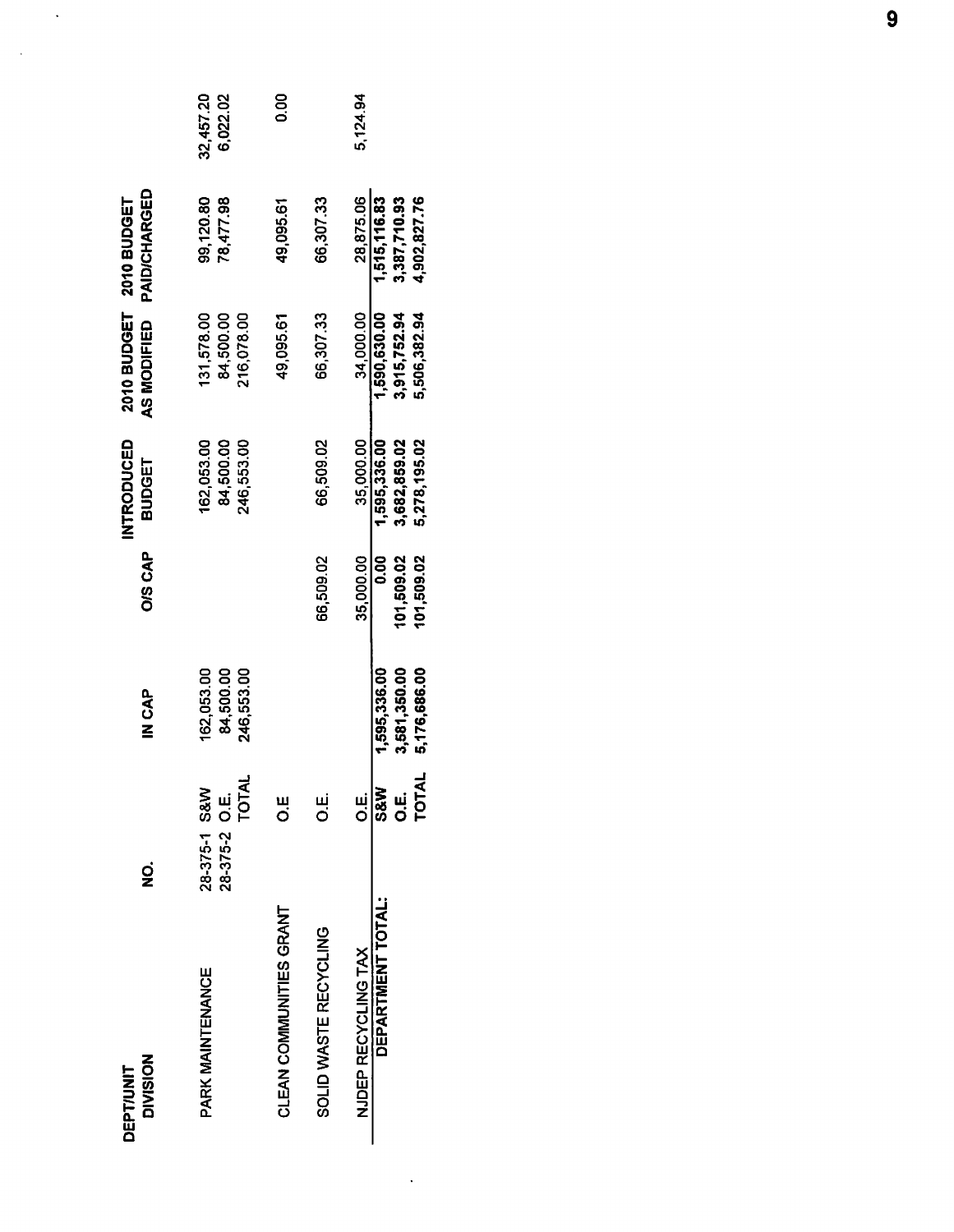| DEPT/UNIT DIVISION | NO. | | IN CAP | O/S CAP | INTRODUCED BUDGET | 2010 BUDGET AS MODIFIED | 2010 BUDGET PAID/CHARGED | |
|---|---|---|---|---|---|---|---|---|
| PARK MAINTENANCE | 28-375-1 | S&W | 162,053.00 | | 162,053.00 | 131,578.00 | 99,120.80 | 32,457.20 |
| | 28-375-2 | O.E. | 84,500.00 | | 84,500.00 | 84,500.00 | 78,477.98 | 6,022.02 |
| | | TOTAL | 246,553.00 | | 246,553.00 | 216,078.00 | | |
| CLEAN COMMUNITIES GRANT | | O.E | | | | 49,095.61 | 49,095.61 | 0.00 |
| SOLID WASTE RECYCLING | | O.E. | | 66,509.02 | 66,509.02 | 66,307.33 | 66,307.33 | |
| NJDEP RECYCLING TAX | | O.E. | | 35,000.00 | 35,000.00 | 34,000.00 | 28,875.06 | 5,124.94 |
| **DEPARTMENT TOTAL:** | | **S&W** | **1,595,336.00** | **0.00** | **1,595,336.00** | **1,590,630.00** | **1,515,116.83** | |
| | | **O.E.** | **3,581,350.00** | **101,509.02** | **3,682,859.02** | **3,915,752.94** | **3,387,710.93** | |
| | | **TOTAL** | **5,176,686.00** | **101,509.02** | **5,278,195.02** | **5,506,382.94** | **4,902,827.76** | |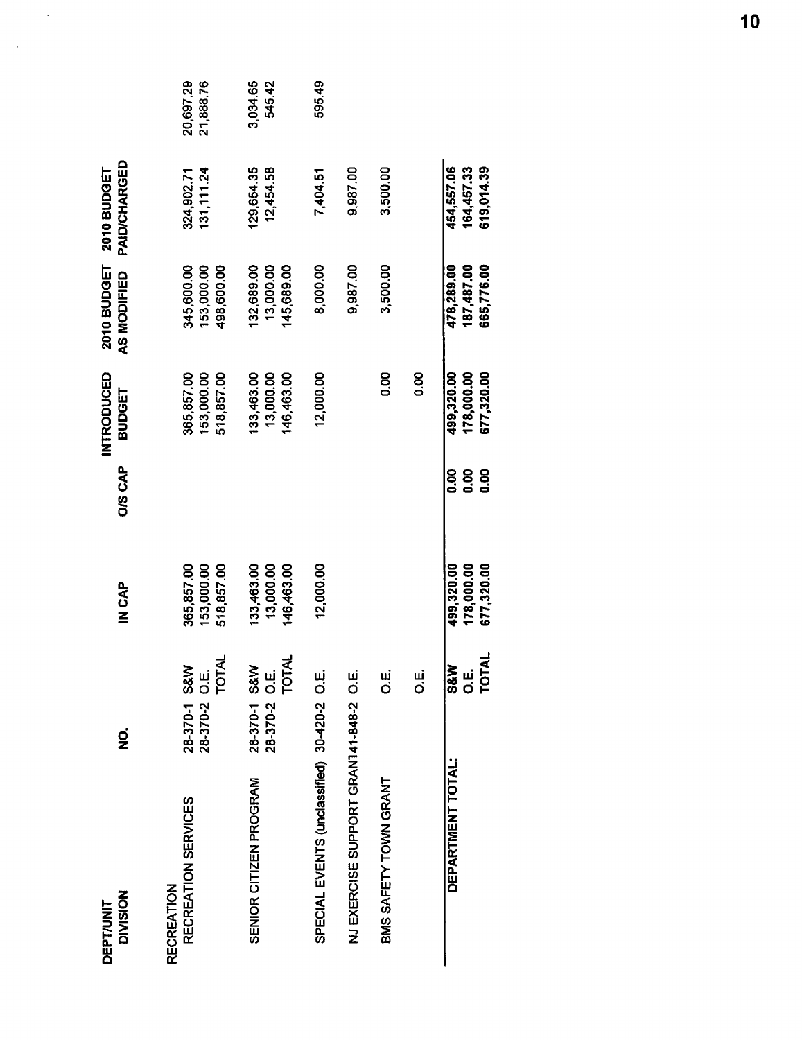| DEPT/UNIT DIVISION | NO. | | IN CAP | O/S CAP | INTRODUCED BUDGET | 2010 BUDGET AS MODIFIED | 2010 BUDGET PAID/CHARGED | |
|---|---|---|---|---|---|---|---|---|
| RECREATION | | | | | | | | |
| RECREATION SERVICES | 28-370-1 | S&W | 365,857.00 | | 365,857.00 | 345,600.00 | 324,902.71 | 20,697.29 |
| | 28-370-2 | O.E. | 153,000.00 | | 153,000.00 | 153,000.00 | 131,111.24 | 21,888.76 |
| | | TOTAL | 518,857.00 | | 518,857.00 | 498,600.00 | | |
| SENIOR CITIZEN PROGRAM | 28-370-1 | S&W | 133,463.00 | | 133,463.00 | 132,689.00 | 129,654.35 | 3,034.65 |
| | 28-370-2 | O.E. | 13,000.00 | | 13,000.00 | 13,000.00 | 12,454.58 | 545.42 |
| | | TOTAL | 146,463.00 | | 146,463.00 | 145,689.00 | | |
| SPECIAL EVENTS (unclassified) | 30-420-2 | O.E. | 12,000.00 | | 12,000.00 | 8,000.00 | 7,404.51 | 595.49 |
| NJ EXERCISE SUPPORT GRAN | 141-848-2 | O.E. | | | | 9,987.00 | 9,987.00 | |
| BMS SAFETY TOWN GRANT | | O.E. | | | 0.00 | 3,500.00 | 3,500.00 | |
| | | O.E. | | | 0.00 | | | |
| DEPARTMENT TOTAL: | | S&W | 499,320.00 | 0.00 | 499,320.00 | 478,289.00 | 454,557.06 | |
| | | O.E. | 178,000.00 | 0.00 | 178,000.00 | 187,487.00 | 164,457.33 | |
| | | TOTAL | 677,320.00 | 0.00 | 677,320.00 | 665,776.00 | 619,014.39 | |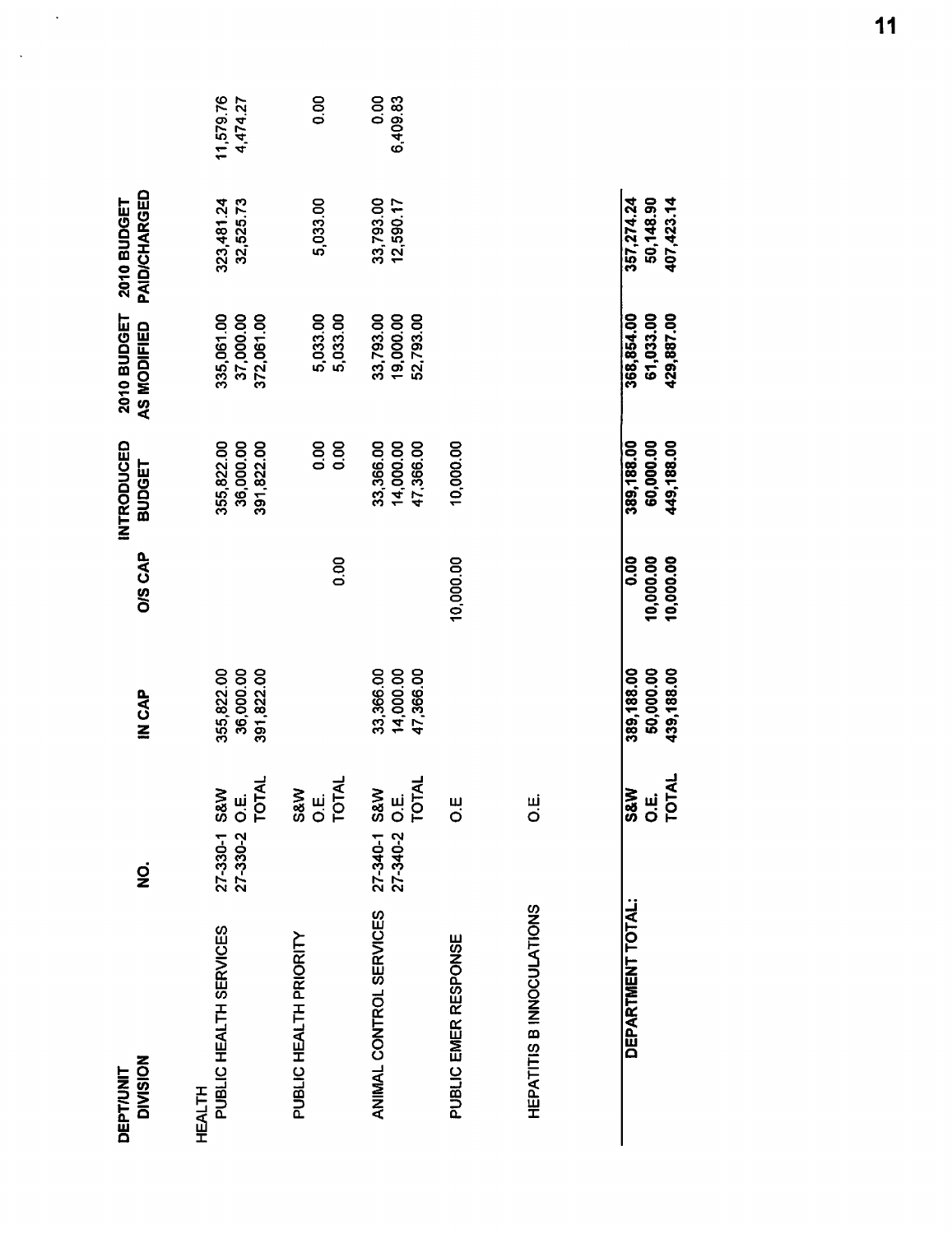| DEPT/UNIT DIVISION | NO. | | IN CAP | O/S CAP | INTRODUCED BUDGET | 2010 BUDGET AS MODIFIED | 2010 BUDGET PAID/CHARGED | |
|---|---|---|---|---|---|---|---|---|
| HEALTH | | | | | | | | |
| PUBLIC HEALTH SERVICES | 27-330-1 | S&W | 355,822.00 | | 355,822.00 | 335,061.00 | 323,481.24 | 11,579.76 |
| | 27-330-2 | O.E. | 36,000.00 | | 36,000.00 | 37,000.00 | 32,525.73 | 4,474.27 |
| | | TOTAL | 391,822.00 | | 391,822.00 | 372,061.00 | | |
| PUBLIC HEALTH PRIORITY | | S&W | | | | | | |
| | | O.E. | | | 0.00 | 5,033.00 | 5,033.00 | 0.00 |
| | | TOTAL | | 0.00 | 0.00 | 5,033.00 | | |
| ANIMAL CONTROL SERVICES | 27-340-1 | S&W | 33,366.00 | | 33,366.00 | 33,793.00 | 33,793.00 | 0.00 |
| | 27-340-2 | O.E. | 14,000.00 | | 14,000.00 | 19,000.00 | 12,590.17 | 6,409.83 |
| | | TOTAL | 47,366.00 | | 47,366.00 | 52,793.00 | | |
| PUBLIC EMER RESPONSE | | O.E | | 10,000.00 | 10,000.00 | | | |
| HEPATITIS B INNOCULATIONS | | O.E. | | | | | | |
| **DEPARTMENT TOTAL:** | | **S&W** | **389,188.00** | **0.00** | **389,188.00** | **368,854.00** | **357,274.24** | |
| | | **O.E.** | **50,000.00** | **10,000.00** | **60,000.00** | **61,033.00** | **50,148.90** | |
| | | **TOTAL** | **439,188.00** | **10,000.00** | **449,188.00** | **429,887.00** | **407,423.14** | |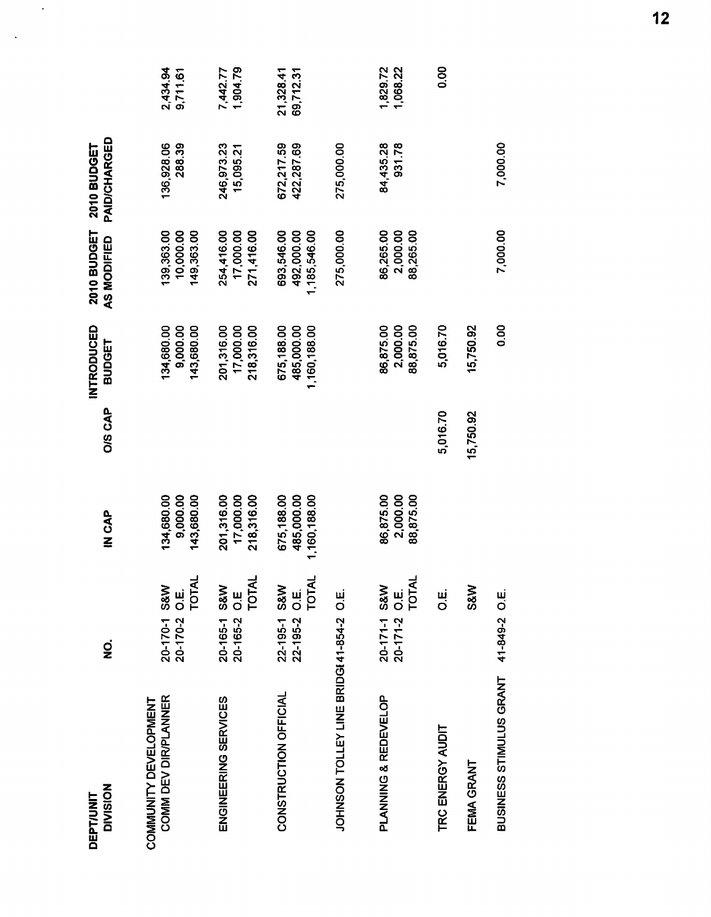| DEPT/UNIT DIVISION | NO. | | IN CAP | O/S CAP | INTRODUCED BUDGET | 2010 BUDGET AS MODIFIED | 2010 BUDGET PAID/CHARGED | |
|---|---|---|---|---|---|---|---|---|
| COMMUNITY DEVELOPMENT | | | | | | | | |
| COMM DEV DIR/PLANNER | 20-170-1 | S&W | 134,680.00 | | 134,680.00 | 139,363.00 | 136,928.06 | 2,434.94 |
| | 20-170-2 | O.E. | 9,000.00 | | 9,000.00 | 10,000.00 | 288.39 | 9,711.61 |
| | | TOTAL | 143,680.00 | | 143,680.00 | 149,363.00 | | |
| ENGINEERING SERVICES | 20-165-1 | S&W | 201,316.00 | | 201,316.00 | 254,416.00 | 246,973.23 | 7,442.77 |
| | 20-165-2 | O.E | 17,000.00 | | 17,000.00 | 17,000.00 | 15,095.21 | 1,904.79 |
| | | TOTAL | 218,316.00 | | 218,316.00 | 271,416.00 | | |
| CONSTRUCTION OFFICIAL | 22-195-1 | S&W | 675,188.00 | | 675,188.00 | 693,546.00 | 672,217.59 | 21,328.41 |
| | 22-195-2 | O.E. | 485,000.00 | | 485,000.00 | 492,000.00 | 422,287.69 | 69,712.31 |
| | | TOTAL | 1,160,188.00 | | 1,160,188.00 | 1,185,546.00 | | |
| JOHNSON TOLLEY LINE BRIDGI | 41-854-2 | O.E. | | | | 275,000.00 | 275,000.00 | |
| PLANNING & REDEVELOP | 20-171-1 | S&W | 86,875.00 | | 86,875.00 | 86,265.00 | 84,435.28 | 1,829.72 |
| | 20-171-2 | O.E. | 2,000.00 | | 2,000.00 | 2,000.00 | 931.78 | 1,068.22 |
| | | TOTAL | 88,875.00 | | 88,875.00 | 88,265.00 | | |
| TRC ENERGY AUDIT | | O.E. | | 5,016.70 | 5,016.70 | | | 0.00 |
| FEMA GRANT | | S&W | | 15,750.92 | 15,750.92 | | | |
| BUSINESS STIMULUS GRANT | 41-849-2 | O.E. | | | 0.00 | 7,000.00 | 7,000.00 | |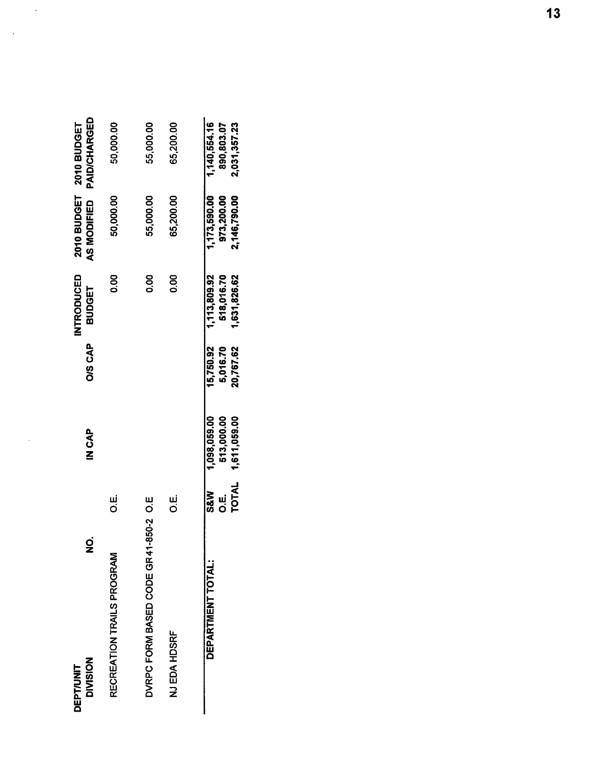| DEPT/UNIT DIVISION | NO. | | IN CAP | O/S CAP | INTRODUCED BUDGET | 2010 BUDGET AS MODIFIED | 2010 BUDGET PAID/CHARGED |
|---|---|---|---|---|---|---|---|
| RECREATION TRAILS PROGRAM | | O.E. | | | 0.00 | 50,000.00 | 50,000.00 |
| DVRPC FORM BASED CODE GR41-850-2 | | O.E | | | 0.00 | 55,000.00 | 55,000.00 |
| NJ EDA HDSRF | | O.E. | | | 0.00 | 65,200.00 | 65,200.00 |
| **DEPARTMENT TOTAL:** | | **S&W** | 1,098,059.00 | 15,750.92 | 1,113,809.92 | 1,173,590.00 | 1,140,554.16 |
| | | **O.E.** | 513,000.00 | 5,016.70 | 518,016.70 | 973,200.00 | 890,803.07 |
| | | **TOTAL** | 1,611,059.00 | 20,767.62 | 1,631,826.62 | 2,146,790.00 | 2,031,357.23 |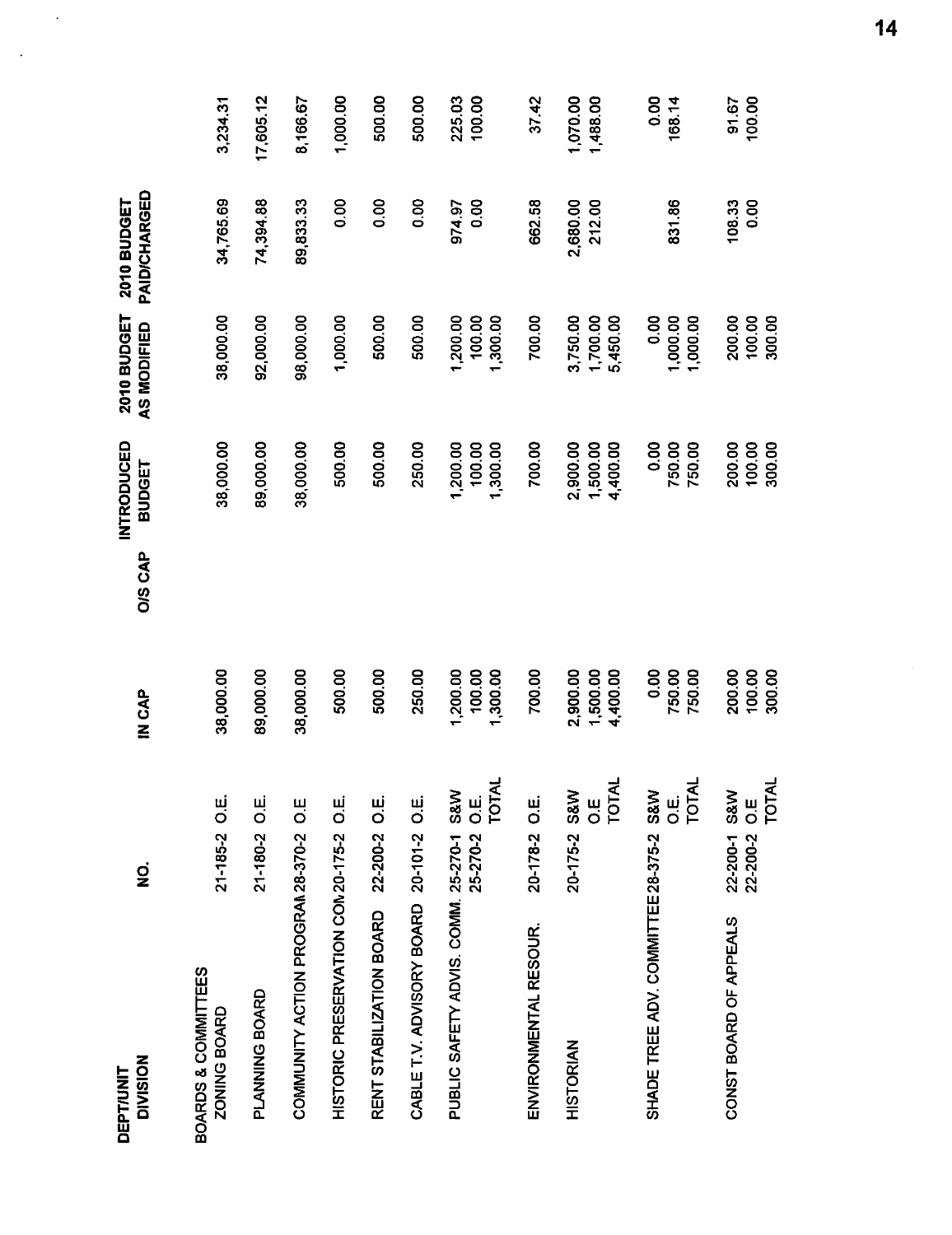| DEPT/UNIT DIVISION | NO. | | IN CAP | O/S CAP | INTRODUCED BUDGET | 2010 BUDGET AS MODIFIED | 2010 BUDGET PAID/CHARGED | |
|---|---|---|---|---|---|---|---|---|
| BOARDS & COMMITTEES | | | | | | | | |
| ZONING BOARD | 21-185-2 | O.E. | 38,000.00 | | 38,000.00 | 38,000.00 | 34,765.69 | 3,234.31 |
| PLANNING BOARD | 21-180-2 | O.E. | 89,000.00 | | 89,000.00 | 92,000.00 | 74,394.88 | 17,605.12 |
| COMMUNITY ACTION PROGRAM | 28-370-2 | O.E | 38,000.00 | | 38,000.00 | 98,000.00 | 89,833.33 | 8,166.67 |
| HISTORIC PRESERVATION COM | 20-175-2 | O.E. | 500.00 | | 500.00 | 1,000.00 | 0.00 | 1,000.00 |
| RENT STABILIZATION BOARD | 22-200-2 | O.E. | 500.00 | | 500.00 | 500.00 | 0.00 | 500.00 |
| CABLE T.V. ADVISORY BOARD | 20-101-2 | O.E. | 250.00 | | 250.00 | 500.00 | 0.00 | 500.00 |
| PUBLIC SAFETY ADVIS. COMM. | 25-270-1 | S&W | 1,200.00 | | 1,200.00 | 1,200.00 | 974.97 | 225.03 |
| | 25-270-2 | O.E. | 100.00 | | 100.00 | 100.00 | 0.00 | 100.00 |
| | | TOTAL | 1,300.00 | | 1,300.00 | 1,300.00 | | |
| ENVIRONMENTAL RESOUR. | 20-178-2 | O.E. | 700.00 | | 700.00 | 700.00 | 662.58 | 37.42 |
| HISTORIAN | 20-175-2 | S&W | 2,900.00 | | 2,900.00 | 3,750.00 | 2,680.00 | 1,070.00 |
| | | O.E | 1,500.00 | | 1,500.00 | 1,700.00 | 212.00 | 1,488.00 |
| | | TOTAL | 4,400.00 | | 4,400.00 | 5,450.00 | | |
| SHADE TREE ADV. COMMITTEE | 28-375-2 | S&W | 0.00 | | 0.00 | 0.00 | | 0.00 |
| | | O.E. | 750.00 | | 750.00 | 1,000.00 | 831.86 | 168.14 |
| | | TOTAL | 750.00 | | 750.00 | 1,000.00 | | |
| CONST BOARD OF APPEALS | 22-200-1 | S&W | 200.00 | | 200.00 | 200.00 | 108.33 | 91.67 |
| | 22-200-2 | O.E | 100.00 | | 100.00 | 100.00 | 0.00 | 100.00 |
| | | TOTAL | 300.00 | | 300.00 | 300.00 | | |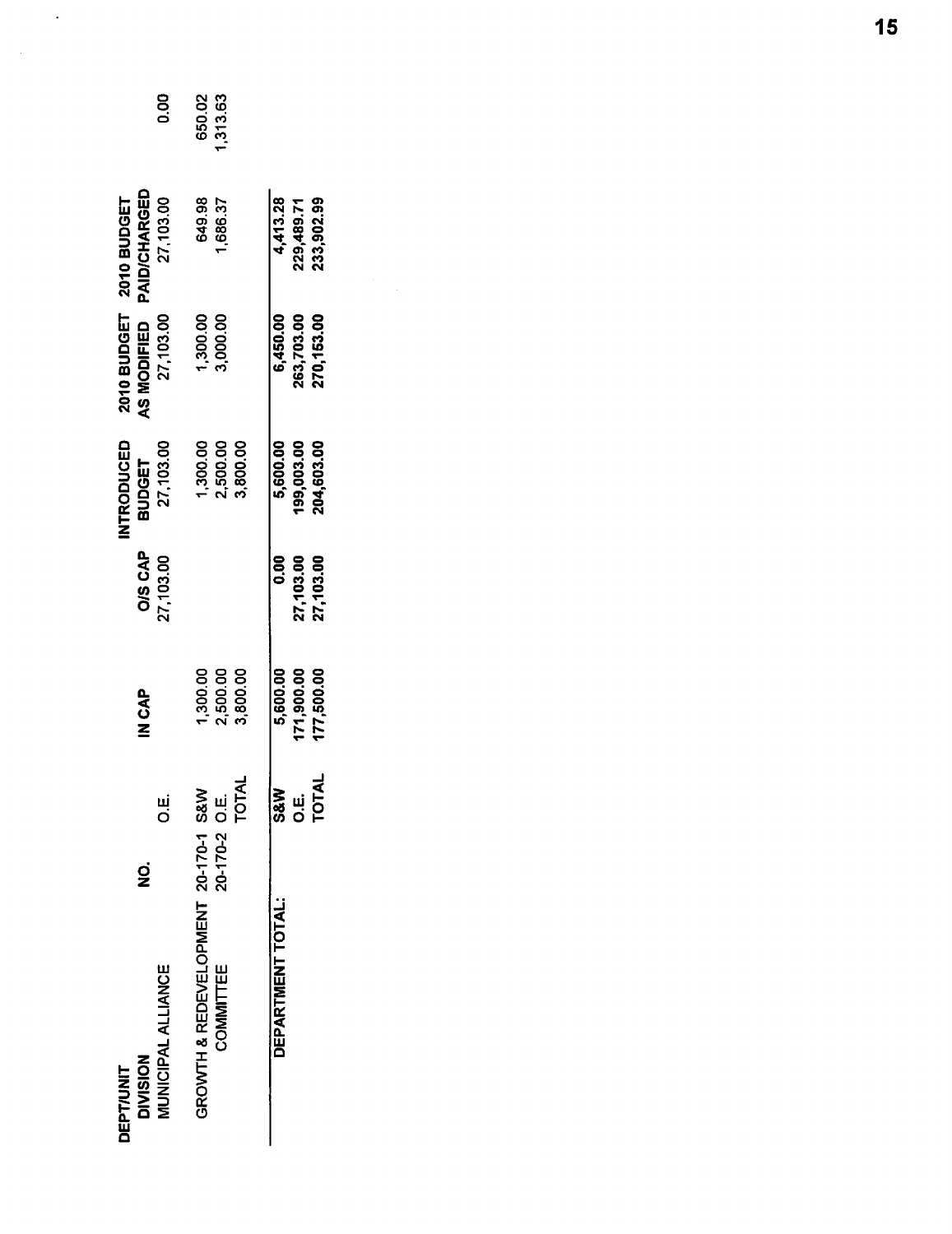| DEPT/UNIT DIVISION | NO. | | IN CAP | O/S CAP | INTRODUCED BUDGET | 2010 BUDGET AS MODIFIED | 2010 BUDGET PAID/CHARGED | |
|---|---|---|---|---|---|---|---|---|
| MUNICIPAL ALLIANCE | | O.E. | | 27,103.00 | 27,103.00 | 27,103.00 | 27,103.00 | 0.00 |
| GROWTH & REDEVELOPMENT | 20-170-1 | S&W | 1,300.00 | | 1,300.00 | 1,300.00 | 649.98 | 650.02 |
| COMMITTEE | 20-170-2 | O.E. | 2,500.00 | | 2,500.00 | 3,000.00 | 1,686.37 | 1,313.63 |
| | | TOTAL | 3,800.00 | | 3,800.00 | | | |
| **DEPARTMENT TOTAL:** | | **S&W** | **5,600.00** | **0.00** | **5,600.00** | **6,450.00** | **4,413.28** | |
| | | **O.E.** | **171,900.00** | **27,103.00** | **199,003.00** | **263,703.00** | **229,489.71** | |
| | | **TOTAL** | **177,500.00** | **27,103.00** | **204,603.00** | **270,153.00** | **233,902.99** | |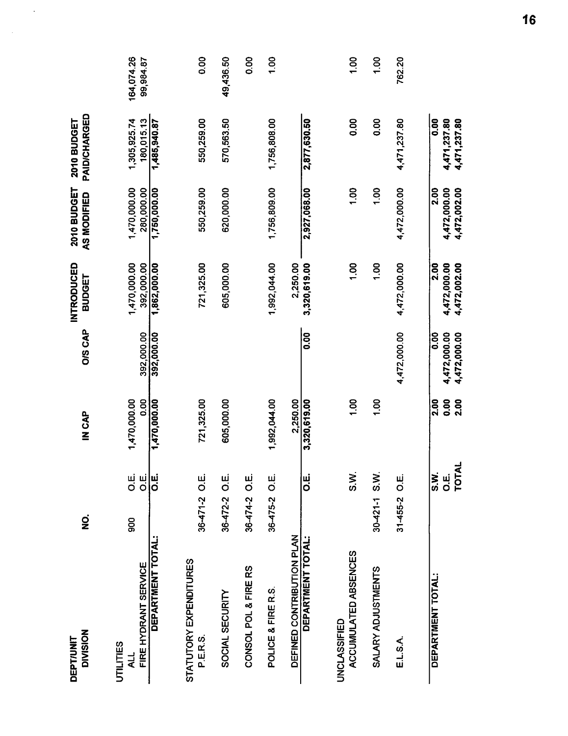| DEPT/UNIT DIVISION | NO. | | IN CAP | O/S CAP | INTRODUCED BUDGET | 2010 BUDGET AS MODIFIED | 2010 BUDGET PAID/CHARGED | |
|---|---|---|---|---|---|---|---|---|
| UTILITIES | | | | | | | | |
| ALL | 900 | O.E. | 1,470,000.00 | | 1,470,000.00 | 1,470,000.00 | 1,305,925.74 | 164,074.26 |
| FIRE HYDRANT SERVICE | | O.E. | 0.00 | 392,000.00 | 392,000.00 | 280,000.00 | 180,015.13 | 99,984.87 |
| **DEPARTMENT TOTAL:** | | **O.E.** | **1,470,000.00** | **392,000.00** | **1,862,000.00** | **1,750,000.00** | **1,485,940.87** | |
| STATUTORY EXPENDITURES | | | | | | | | |
| P.E.R.S. | 36-471-2 | O.E. | 721,325.00 | | 721,325.00 | 550,259.00 | 550,259.00 | 0.00 |
| SOCIAL SECURITY | 36-472-2 | O.E. | 605,000.00 | | 605,000.00 | 620,000.00 | 570,563.50 | 49,436.50 |
| CONSOL POL & FIRE RS | 36-474-2 | O.E. | | | | | | 0.00 |
| POLICE & FIRE R.S. | 36-475-2 | O.E. | 1,992,044.00 | | 1,992,044.00 | 1,756,809.00 | 1,756,808.00 | 1.00 |
| DEFINED CONTRIBUTION PLAN | | | 2,250.00 | | 2,250.00 | | | |
| **DEPARTMENT TOTAL:** | | **O.E.** | **3,320,619.00** | **0.00** | **3,320,619.00** | **2,927,068.00** | **2,877,630.50** | |
| UNCLASSIFIED | | | | | | | | |
| ACCUMULATED ABSENCES | | S.W. | 1.00 | | 1.00 | 1.00 | 0.00 | 1.00 |
| SALARY ADJUSTMENTS | 30-421-1 | S.W. | 1.00 | | 1.00 | 1.00 | 0.00 | 1.00 |
| E.L.S.A. | 31-455-2 | O.E. | | 4,472,000.00 | 4,472,000.00 | 4,472,000.00 | 4,471,237.80 | 762.20 |
| **DEPARTMENT TOTAL:** | | **S.W.** | **2.00** | **0.00** | **2.00** | **2.00** | **0.00** | |
| | | **O.E.** | **0.00** | **4,472,000.00** | **4,472,000.00** | **4,472,000.00** | **4,471,237.80** | |
| | | **TOTAL** | **2.00** | **4,472,000.00** | **4,472,002.00** | **4,472,002.00** | **4,471,237.80** | |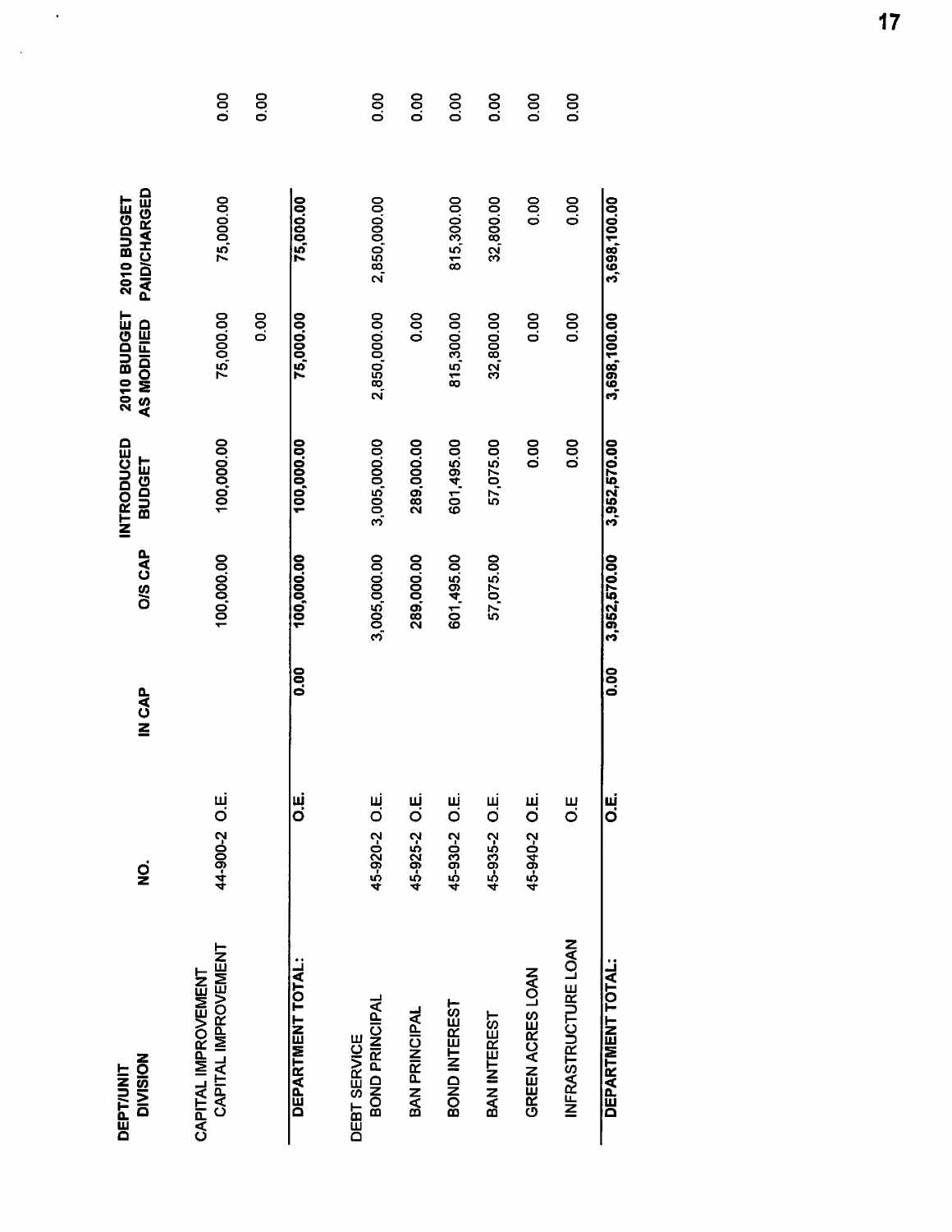| DEPT/UNIT DIVISION | NO. | | IN CAP | O/S CAP | INTRODUCED BUDGET | 2010 BUDGET AS MODIFIED | 2010 BUDGET PAID/CHARGED | |
|---|---|---|---|---|---|---|---|---|
| CAPITAL IMPROVEMENT | | | | | | | | |
| CAPITAL IMPROVEMENT | 44-900-2 | O.E. | | 100,000.00 | 100,000.00 | 75,000.00 | 75,000.00 | 0.00 |
| | | | | | | 0.00 | | 0.00 |
| DEPARTMENT TOTAL: | | O.E. | 0.00 | 100,000.00 | 100,000.00 | 75,000.00 | 75,000.00 | |
| DEBT SERVICE | | | | | | | | |
| BOND PRINCIPAL | 45-920-2 | O.E. | | 3,005,000.00 | 3,005,000.00 | 2,850,000.00 | 2,850,000.00 | 0.00 |
| BAN PRINCIPAL | 45-925-2 | O.E. | | 289,000.00 | 289,000.00 | 0.00 | | 0.00 |
| BOND INTEREST | 45-930-2 | O.E. | | 601,495.00 | 601,495.00 | 815,300.00 | 815,300.00 | 0.00 |
| BAN INTEREST | 45-935-2 | O.E. | | 57,075.00 | 57,075.00 | 32,800.00 | 32,800.00 | 0.00 |
| GREEN ACRES LOAN | 45-940-2 | O.E. | | | 0.00 | 0.00 | 0.00 | 0.00 |
| INFRASTRUCTURE LOAN | | O.E. | | | 0.00 | 0.00 | 0.00 | 0.00 |
| DEPARTMENT TOTAL: | | O.E. | 0.00 | 3,952,570.00 | 3,952,570.00 | 3,698,100.00 | 3,698,100.00 | |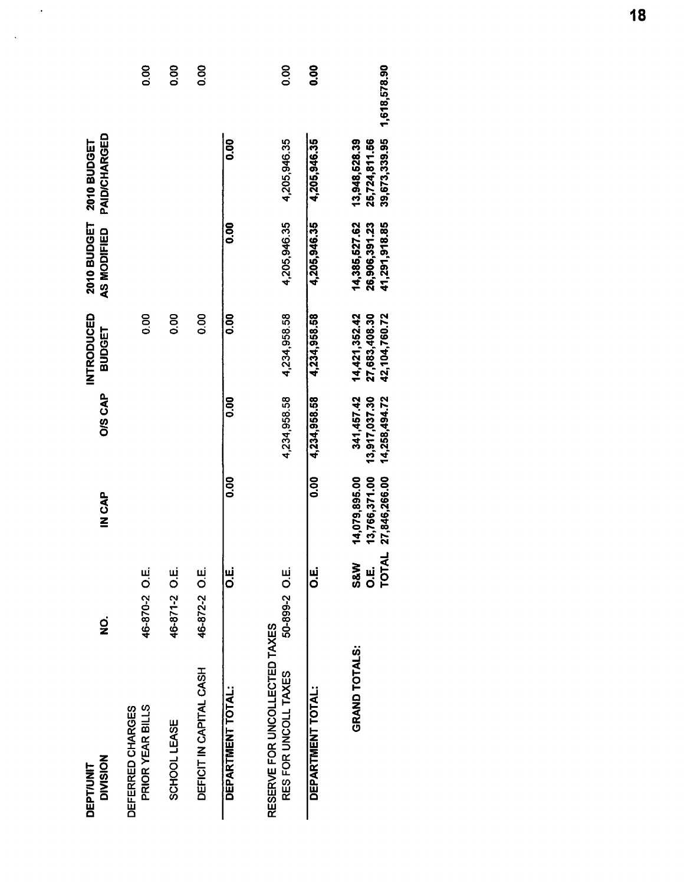| DEPT/UNIT DIVISION | NO. | | IN CAP | O/S CAP | INTRODUCED BUDGET | 2010 BUDGET AS MODIFIED | 2010 BUDGET PAID/CHARGED | |
|---|---|---|---|---|---|---|---|---|
| DEFERRED CHARGES | | | | | | | | |
| PRIOR YEAR BILLS | 46-870-2 | O.E. | | | 0.00 | | | 0.00 |
| SCHOOL LEASE | 46-871-2 | O.E. | | | 0.00 | | | 0.00 |
| DEFICIT IN CAPITAL CASH | 46-872-2 | O.E. | | | 0.00 | | | 0.00 |
| DEPARTMENT TOTAL: | | O.E. | 0.00 | 0.00 | 0.00 | 0.00 | 0.00 | |
| RESERVE FOR UNCOLLECTED TAXES | | | | | | | | |
| RES FOR UNCOLL TAXES | 50-899-2 | O.E. | | 4,234,958.58 | 4,234,958.58 | 4,205,946.35 | 4,205,946.35 | 0.00 |
| DEPARTMENT TOTAL: | | O.E. | 0.00 | 4,234,958.58 | 4,234,958.58 | 4,205,946.35 | 4,205,946.35 | 0.00 |
| GRAND TOTALS: | | S&W | 14,079,895.00 | 341,457.42 | 14,421,352.42 | 14,385,527.62 | 13,948,528.39 | |
| | | O.E. | 13,766,371.00 | 13,917,037.30 | 27,683,408.30 | 26,906,391.23 | 25,724,811.56 | |
| | | TOTAL | 27,846,266.00 | 14,258,494.72 | 42,104,760.72 | 41,291,918.85 | 39,673,339.95 | 1,618,578.90 |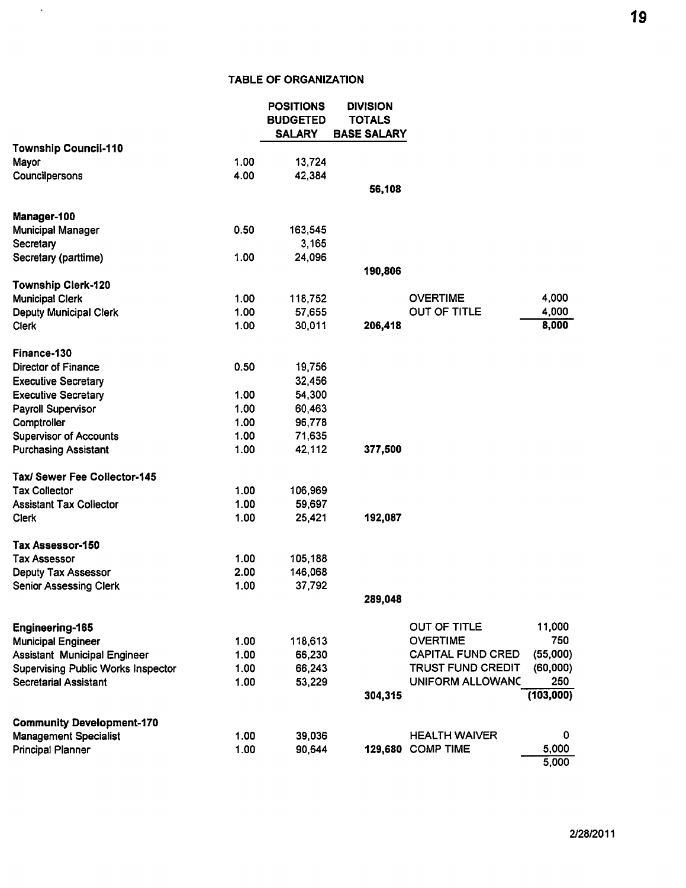## TABLE OF ORGANIZATION

| | | POSITIONS BUDGETED SALARY | DIVISION TOTALS BASE SALARY | | |
|---|---|---|---|---|---|
| **Township Council-110** | | | | | |
| Mayor | 1.00 | 13,724 | | | |
| Councilpersons | 4.00 | 42,384 | | | |
| | | | **56,108** | | |
| **Manager-100** | | | | | |
| Municipal Manager | 0.50 | 163,545 | | | |
| Secretary | | 3,165 | | | |
| Secretary (parttime) | 1.00 | 24,096 | | | |
| | | | **190,806** | | |
| **Township Clerk-120** | | | | | |
| Municipal Clerk | 1.00 | 118,752 | | OVERTIME | 4,000 |
| Deputy Municipal Clerk | 1.00 | 57,655 | | OUT OF TITLE | 4,000 |
| Clerk | 1.00 | 30,011 | **206,418** | | 8,000 |
| **Finance-130** | | | | | |
| Director of Finance | 0.50 | 19,756 | | | |
| Executive Secretary | | 32,456 | | | |
| Executive Secretary | 1.00 | 54,300 | | | |
| Payroll Supervisor | 1.00 | 60,463 | | | |
| Comptroller | 1.00 | 96,778 | | | |
| Supervisor of Accounts | 1.00 | 71,635 | | | |
| Purchasing Assistant | 1.00 | 42,112 | **377,500** | | |
| **Tax/ Sewer Fee Collector-145** | | | | | |
| Tax Collector | 1.00 | 106,969 | | | |
| Assistant Tax Collector | 1.00 | 59,697 | | | |
| Clerk | 1.00 | 25,421 | **192,087** | | |
| **Tax Assessor-150** | | | | | |
| Tax Assessor | 1.00 | 105,188 | | | |
| Deputy Tax Assessor | 2.00 | 146,068 | | | |
| Senior Assessing Clerk | 1.00 | 37,792 | | | |
| | | | **289,048** | | |
| **Engineering-165** | | | | OUT OF TITLE | 11,000 |
| Municipal Engineer | 1.00 | 118,613 | | OVERTIME | 750 |
| Assistant Municipal Engineer | 1.00 | 66,230 | | CAPITAL FUND CRED | (55,000) |
| Supervising Public Works Inspector | 1.00 | 66,243 | | TRUST FUND CREDIT | (60,000) |
| Secretarial Assistant | 1.00 | 53,229 | | UNIFORM ALLOWANC | 250 |
| | | | **304,315** | | (103,000) |
| **Community Development-170** | | | | | |
| Management Specialist | 1.00 | 39,036 | | HEALTH WAIVER | 0 |
| Principal Planner | 1.00 | 90,644 | **129,680** | COMP TIME | 5,000 |
| | | | | | 5,000 |

2/28/2011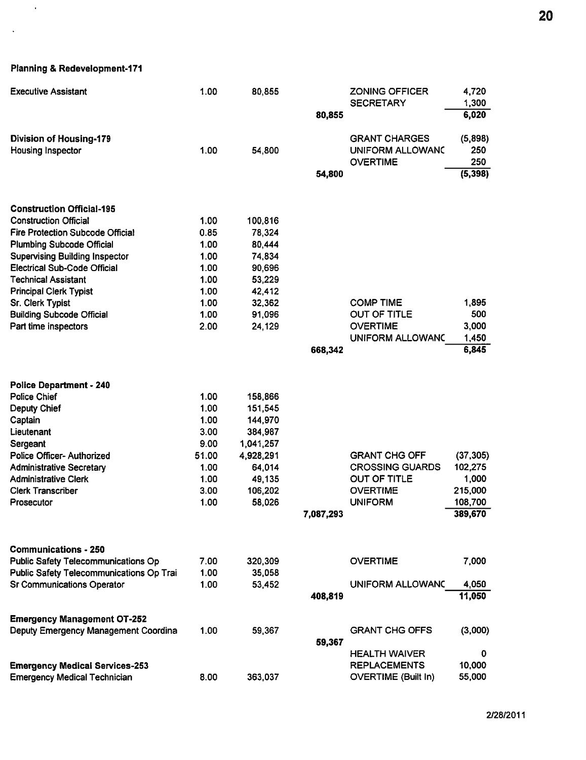**Planning & Redevelopment-171**

| Position | FTE | Salary | Total | Other | Amount |
|---|---|---|---|---|---|
| Executive Assistant | 1.00 | 80,855 | | ZONING OFFICER | 4,720 |
| | | | | SECRETARY | 1,300 |
| | | | 80,855 | | 6,020 |

**Division of Housing-179**

| Position | FTE | Salary | Total | Other | Amount |
|---|---|---|---|---|---|
| | | | | GRANT CHARGES | (5,898) |
| Housing Inspector | 1.00 | 54,800 | | UNIFORM ALLOWANC | 250 |
| | | | | OVERTIME | 250 |
| | | | 54,800 | | (5,398) |

**Construction Official-195**

| Position | FTE | Salary | Total | Other | Amount |
|---|---|---|---|---|---|
| Construction Official | 1.00 | 100,816 | | | |
| Fire Protection Subcode Official | 0.85 | 78,324 | | | |
| Plumbing Subcode Official | 1.00 | 80,444 | | | |
| Supervising Building Inspector | 1.00 | 74,834 | | | |
| Electrical Sub-Code Official | 1.00 | 90,696 | | | |
| Technical Assistant | 1.00 | 53,229 | | | |
| Principal Clerk Typist | 1.00 | 42,412 | | | |
| Sr. Clerk Typist | 1.00 | 32,362 | | COMP TIME | 1,895 |
| Building Subcode Official | 1.00 | 91,096 | | OUT OF TITLE | 500 |
| Part time inspectors | 2.00 | 24,129 | | OVERTIME | 3,000 |
| | | | | UNIFORM ALLOWANC | 1,450 |
| | | | 668,342 | | 6,845 |

**Police Department - 240**

| Position | FTE | Salary | Total | Other | Amount |
|---|---|---|---|---|---|
| Police Chief | 1.00 | 158,866 | | | |
| Deputy Chief | 1.00 | 151,545 | | | |
| Captain | 1.00 | 144,970 | | | |
| Lieutenant | 3.00 | 384,987 | | | |
| Sergeant | 9.00 | 1,041,257 | | | |
| Police Officer- Authorized | 51.00 | 4,928,291 | | GRANT CHG OFF | (37,305) |
| Administrative Secretary | 1.00 | 64,014 | | CROSSING GUARDS | 102,275 |
| Administrative Clerk | 1.00 | 49,135 | | OUT OF TITLE | 1,000 |
| Clerk Transcriber | 3.00 | 106,202 | | OVERTIME | 215,000 |
| Prosecutor | 1.00 | 58,026 | | UNIFORM | 108,700 |
| | | | 7,087,293 | | 389,670 |

**Communications - 250**

| Position | FTE | Salary | Total | Other | Amount |
|---|---|---|---|---|---|
| Public Safety Telecommunications Op | 7.00 | 320,309 | | OVERTIME | 7,000 |
| Public Safety Telecommunications Op Trai | 1.00 | 35,058 | | | |
| Sr Communications Operator | 1.00 | 53,452 | | UNIFORM ALLOWANC | 4,050 |
| | | | 408,819 | | 11,050 |

**Emergency Management OT-252**

| Position | FTE | Salary | Total | Other | Amount |
|---|---|---|---|---|---|
| Deputy Emergency Management Coordina | 1.00 | 59,367 | | GRANT CHG OFFS | (3,000) |
| | | | 59,367 | | |

**Emergency Medical Services-253**

| Position | FTE | Salary | Total | Other | Amount |
|---|---|---|---|---|---|
| | | | | HEALTH WAIVER | 0 |
| | | | | REPLACEMENTS | 10,000 |
| Emergency Medical Technician | 8.00 | 363,037 | | OVERTIME (Built In) | 55,000 |

2/28/2011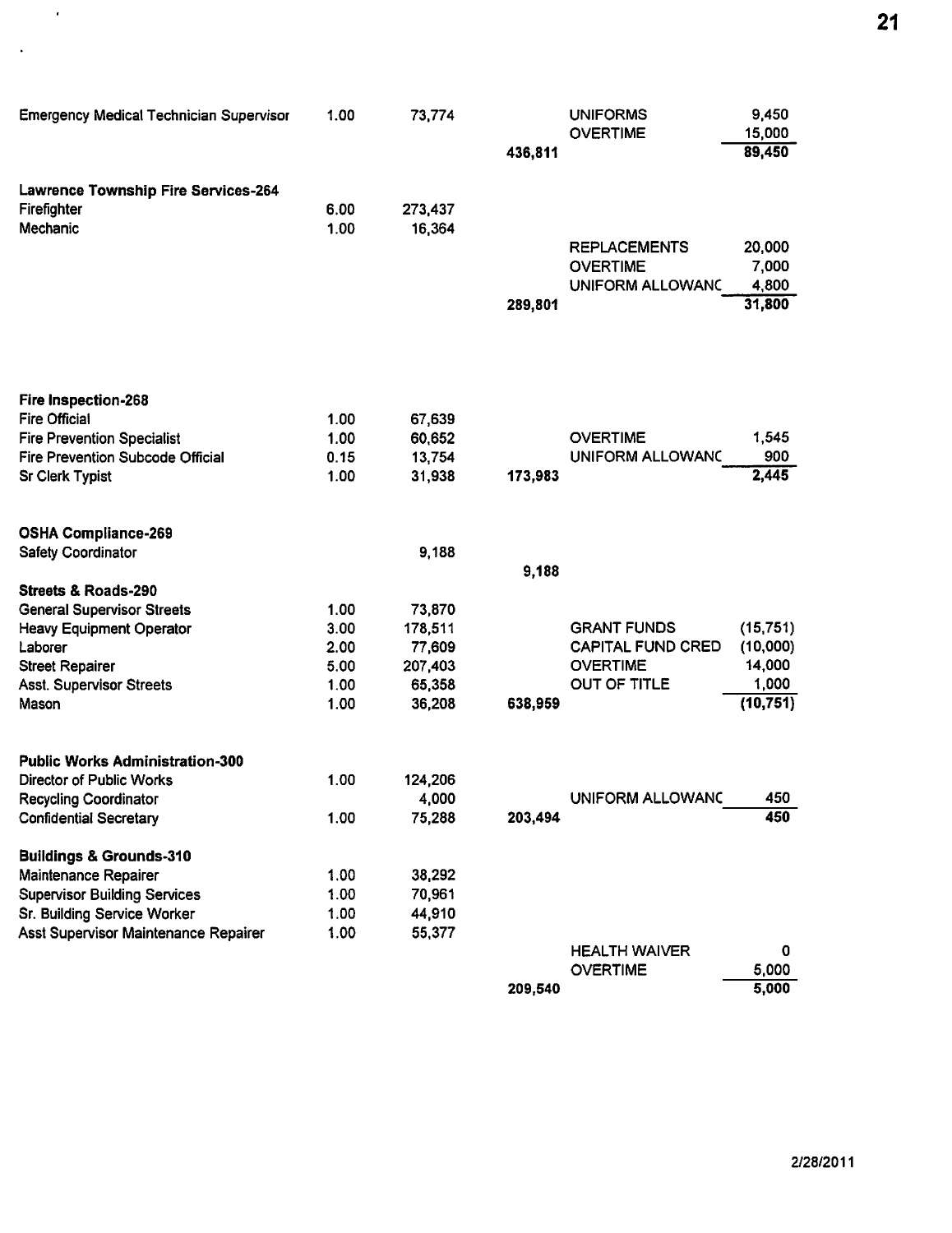| Position | FTE | Salary | Total | Other | Amount |
|---|---|---|---|---|---|
| Emergency Medical Technician Supervisor | 1.00 | 73,774 | | UNIFORMS | 9,450 |
| | | | | OVERTIME | 15,000 |
| | | | 436,811 | | 89,450 |
| **Lawrence Township Fire Services-264** | | | | | |
| Firefighter | 6.00 | 273,437 | | | |
| Mechanic | 1.00 | 16,364 | | | |
| | | | | REPLACEMENTS | 20,000 |
| | | | | OVERTIME | 7,000 |
| | | | | UNIFORM ALLOWANC | 4,800 |
| | | | 289,801 | | 31,800 |
| **Fire Inspection-268** | | | | | |
| Fire Official | 1.00 | 67,639 | | | |
| Fire Prevention Specialist | 1.00 | 60,652 | | OVERTIME | 1,545 |
| Fire Prevention Subcode Official | 0.15 | 13,754 | | UNIFORM ALLOWANC | 900 |
| Sr Clerk Typist | 1.00 | 31,938 | 173,983 | | 2,445 |
| **OSHA Compliance-269** | | | | | |
| Safety Coordinator | | 9,188 | | | |
| | | | 9,188 | | |
| **Streets & Roads-290** | | | | | |
| General Supervisor Streets | 1.00 | 73,870 | | | |
| Heavy Equipment Operator | 3.00 | 178,511 | | GRANT FUNDS | (15,751) |
| Laborer | 2.00 | 77,609 | | CAPITAL FUND CRED | (10,000) |
| Street Repairer | 5.00 | 207,403 | | OVERTIME | 14,000 |
| Asst. Supervisor Streets | 1.00 | 65,358 | | OUT OF TITLE | 1,000 |
| Mason | 1.00 | 36,208 | 638,959 | | (10,751) |
| **Public Works Administration-300** | | | | | |
| Director of Public Works | 1.00 | 124,206 | | | |
| Recycling Coordinator | | 4,000 | | UNIFORM ALLOWANC | 450 |
| Confidential Secretary | 1.00 | 75,288 | 203,494 | | 450 |
| **Buildings & Grounds-310** | | | | | |
| Maintenance Repairer | 1.00 | 38,292 | | | |
| Supervisor Building Services | 1.00 | 70,961 | | | |
| Sr. Building Service Worker | 1.00 | 44,910 | | | |
| Asst Supervisor Maintenance Repairer | 1.00 | 55,377 | | | |
| | | | | HEALTH WAIVER | 0 |
| | | | | OVERTIME | 5,000 |
| | | | 209,540 | | 5,000 |

2/28/2011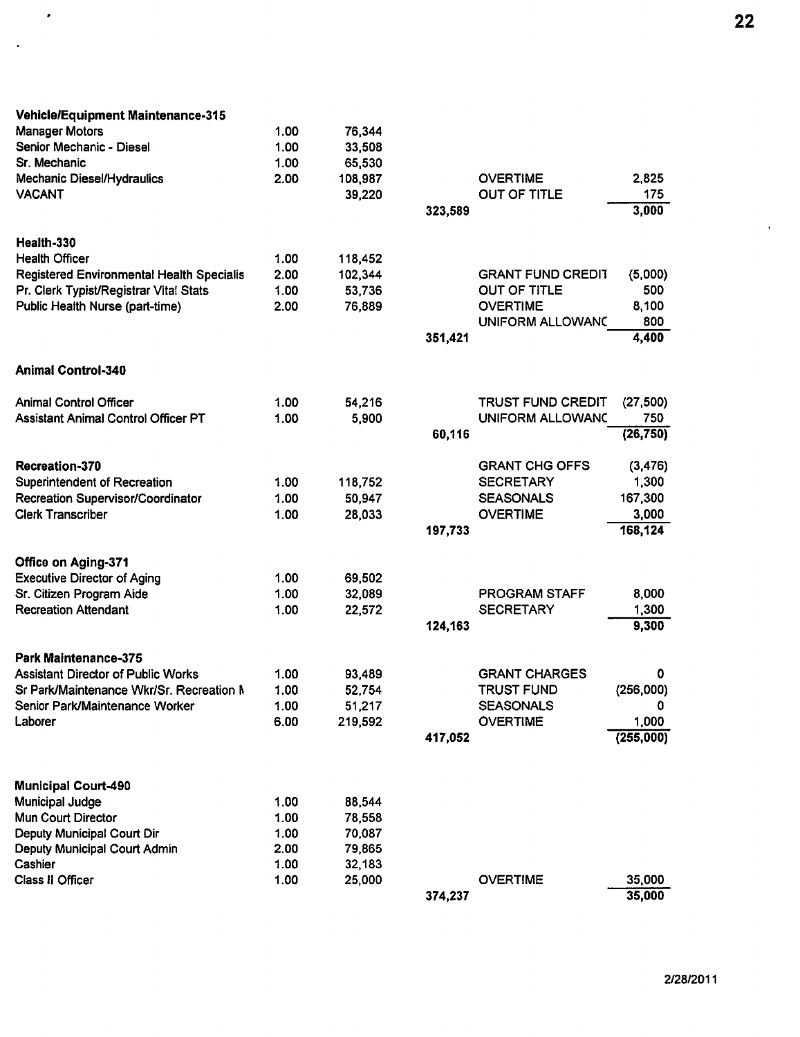| Department / Position | Count | Salary | Total | Other Item | Amount |
|---|---|---|---|---|---|
| **Vehicle/Equipment Maintenance-315** | | | | | |
| Manager Motors | 1.00 | 76,344 | | | |
| Senior Mechanic - Diesel | 1.00 | 33,508 | | | |
| Sr. Mechanic | 1.00 | 65,530 | | | |
| Mechanic Diesel/Hydraulics | 2.00 | 108,987 | | OVERTIME | 2,825 |
| VACANT | | 39,220 | | OUT OF TITLE | 175 |
| | | | 323,589 | | 3,000 |
| **Health-330** | | | | | |
| Health Officer | 1.00 | 118,452 | | | |
| Registered Environmental Health Specialis | 2.00 | 102,344 | | GRANT FUND CREDIT | (5,000) |
| Pr. Clerk Typist/Registrar Vital Stats | 1.00 | 53,736 | | OUT OF TITLE | 500 |
| Public Health Nurse (part-time) | 2.00 | 76,889 | | OVERTIME | 8,100 |
| | | | | UNIFORM ALLOWANC | 800 |
| | | | 351,421 | | 4,400 |
| **Animal Control-340** | | | | | |
| Animal Control Officer | 1.00 | 54,216 | | TRUST FUND CREDIT | (27,500) |
| Assistant Animal Control Officer PT | 1.00 | 5,900 | | UNIFORM ALLOWANC | 750 |
| | | | 60,116 | | (26,750) |
| **Recreation-370** | | | | GRANT CHG OFFS | (3,476) |
| Superintendent of Recreation | 1.00 | 118,752 | | SECRETARY | 1,300 |
| Recreation Supervisor/Coordinator | 1.00 | 50,947 | | SEASONALS | 167,300 |
| Clerk Transcriber | 1.00 | 28,033 | | OVERTIME | 3,000 |
| | | | 197,733 | | 168,124 |
| **Office on Aging-371** | | | | | |
| Executive Director of Aging | 1.00 | 69,502 | | | |
| Sr. Citizen Program Aide | 1.00 | 32,089 | | PROGRAM STAFF | 8,000 |
| Recreation Attendant | 1.00 | 22,572 | | SECRETARY | 1,300 |
| | | | 124,163 | | 9,300 |
| **Park Maintenance-375** | | | | | |
| Assistant Director of Public Works | 1.00 | 93,489 | | GRANT CHARGES | 0 |
| Sr Park/Maintenance Wkr/Sr. Recreation M | 1.00 | 52,754 | | TRUST FUND | (256,000) |
| Senior Park/Maintenance Worker | 1.00 | 51,217 | | SEASONALS | 0 |
| Laborer | 6.00 | 219,592 | | OVERTIME | 1,000 |
| | | | 417,052 | | (255,000) |
| **Municipal Court-490** | | | | | |
| Municipal Judge | 1.00 | 88,544 | | | |
| Mun Court Director | 1.00 | 78,558 | | | |
| Deputy Municipal Court Dir | 1.00 | 70,087 | | | |
| Deputy Municipal Court Admin | 2.00 | 79,865 | | | |
| Cashier | 1.00 | 32,183 | | | |
| Class II Officer | 1.00 | 25,000 | | OVERTIME | 35,000 |
| | | | 374,237 | | 35,000 |

2/28/2011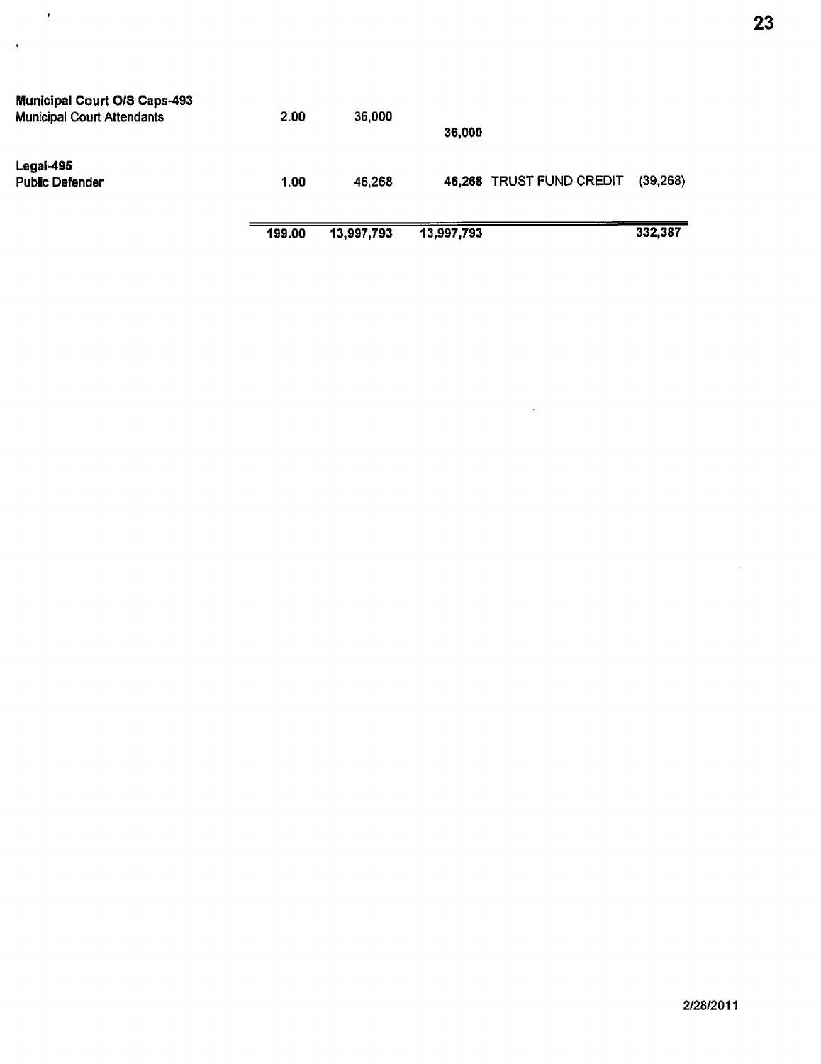| | | | | | |
|---|---|---|---|---|---|
| **Municipal Court O/S Caps-493** | | | | | |
| Municipal Court Attendants | 2.00 | 36,000 | | | |
| | | | **36,000** | | |
| **Legal-495** | | | | | |
| Public Defender | 1.00 | 46,268 | **46,268** | TRUST FUND CREDIT | (39,268) |
| | **199.00** | **13,997,793** | **13,997,793** | | **332,387** |

2/28/2011